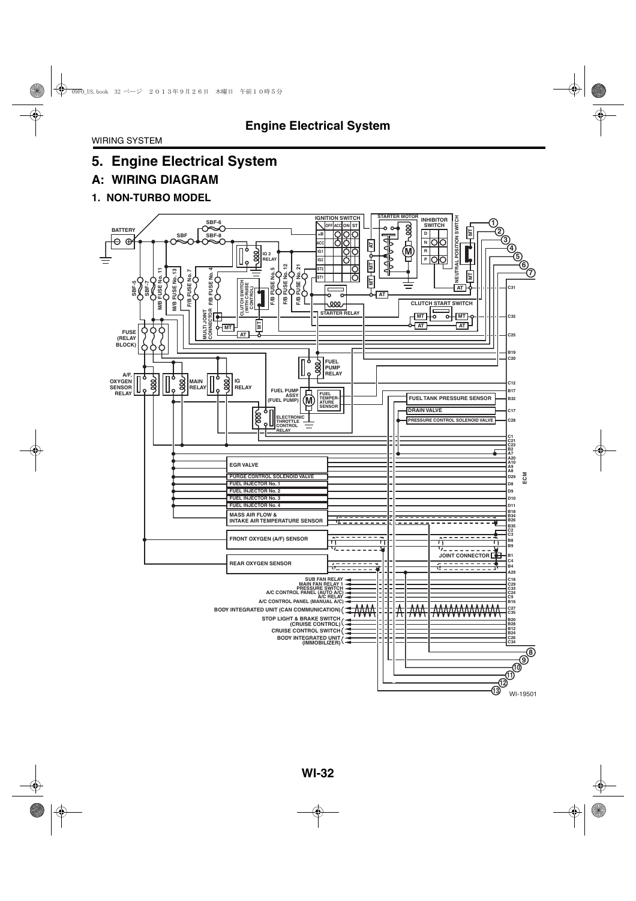# 5. Engine Electrical System

## A: WIRING DIAGRAM

### 1. NON-TURBO MODEL

BATTERY
SBF-6
SBF
SBF-8
IG 2 RELAY
IGNITION SWITCH
OFF ACC ON ST
+B
ACC
IG1
IG2
ST2
ST1
STARTER MOTOR
INHIBITOR SWITCH
D
N
R
P
NEUTRAL POSITION SWITCH
MT
AT
M
SBF-5
SBF-7
M/B FUSE No. 11
M/B FUSE No. 13
F/B FUSE No. 7
F/B FUSE No. 4
CLUTCH SWITCH (WITH CRUISE CONTROL)
F/B FUSE No. 5
F/B FUSE No. 12
F/B FUSE No. 21
STARTER RELAY
CLUTCH START SWITCH
MULTI JOINT CONNECTOR
FUSE (RELAY BLOCK)
FUEL PUMP RELAY
A/F, OXYGEN SENSOR RELAY
MAIN RELAY
IG RELAY
FUEL PUMP ASSY (FUEL PUMP)
FUEL TEMPERATURE SENSOR
ELECTRONIC THROTTLE CONTROL RELAY
FUEL TANK PRESSURE SENSOR
DRAIN VALVE
PRESSURE CONTROL SOLENOID VALVE
EGR VALVE
PURGE CONTROL SOLENOID VALVE
FUEL INJECTOR No. 1
FUEL INJECTOR No. 2
FUEL INJECTOR No. 3
FUEL INJECTOR No. 4
MASS AIR FLOW & INTAKE AIR TEMPERATURE SENSOR
FRONT OXYGEN (A/F) SENSOR
REAR OXYGEN SENSOR
JOINT CONNECTOR
SUB FAN RELAY
MAIN FAN RELAY 1
PRESSURE SWITCH
A/C CONTROL PANEL (AUTO A/C)
A/C RELAY
A/C CONTROL PANEL (MANUAL A/C)
BODY INTEGRATED UNIT (CAN COMMUNICATION)
STOP LIGHT & BRAKE SWITCH (CRUISE CONTROL)
CRUISE CONTROL SWITCH
BODY INTEGRATED UNIT (IMMOBILIZER)
ECM
C31, C32, C25, B19, C20, C12, B17, B32, C17, C28, C1, C21, C23, B2, A7, A20, A10, A9, A8, D29, D8, D9, D10, D11, B18, B34, B26, B35, C2, C3, B8, B9, B1, C4, B4, A29, C18, C29, C33, C24, C9, B16, C27, C35, B20, B28, B12, B24, C26, C34
1 2 3 4 5 6 7 8 9 10 11 12 13

WI-19501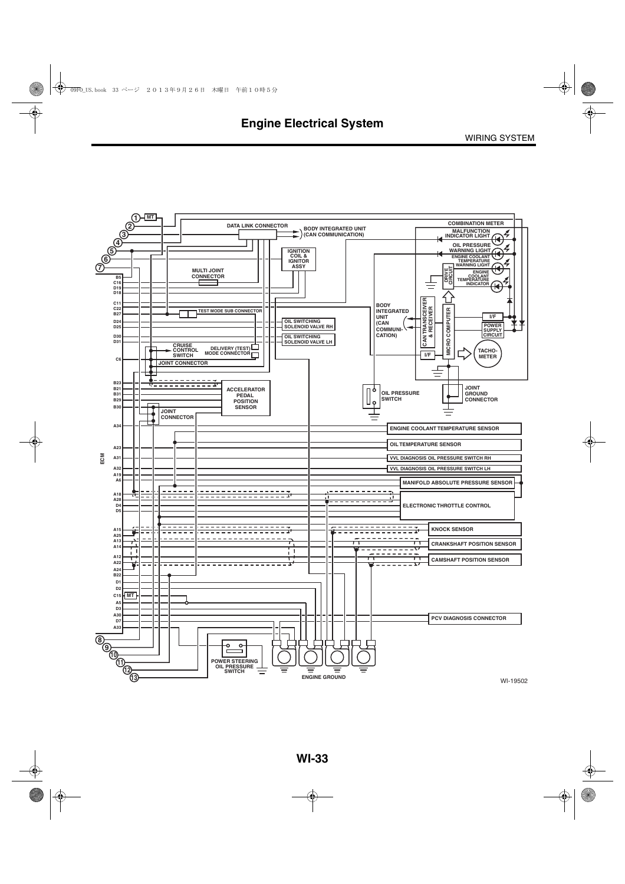# Engine Electrical System

WIRING SYSTEM

①
MT
②
③
④
⑤
⑥
⑦

DATA LINK CONNECTOR

BODY INTEGRATED UNIT (CAN COMMUNICATION)

COMBINATION METER

MALFUNCTION INDICATOR LIGHT

OIL PRESSURE WARNING LIGHT

ENGINE COOLANT TEMPERATURE WARNING LIGHT

ENGINE COOLANT TEMPERATURE INDICATOR

DRIVE CIRCUIT

IGNITION COIL & IGNITOR ASSY

MULTI JOINT CONNECTOR

B5
C16
D19
D18
C11
C22
B27
D24
D25
D30
D31
C6

TEST MODE SUB CONNECTOR

OIL SWITCHING SOLENOID VALVE RH

OIL SWITCHING SOLENOID VALVE LH

CRUISE CONTROL SWITCH

DELIVERY (TEST) MODE CONNECTOR

JOINT CONNECTOR

BODY INTEGRATED UNIT (CAN COMMUNI- CATION)

CAN TRANSCEIVER & RECEIVER

MICRO COMPUTER

I/F

POWER SUPPLY CIRCUIT

I/F

TACHO- METER

B23
B21
B31
B29
B30

ACCELERATOR PEDAL POSITION SENSOR

JOINT CONNECTOR

OIL PRESSURE SWITCH

JOINT GROUND CONNECTOR

ECM

A34
A23
A31
A32
A19
A6
A18
A28
D4
D5
A15
A25
A13
A14
A12
A22
A24
B22
D1
D2
C15
MT
A5
D3
A30
D7
A33

ENGINE COOLANT TEMPERATURE SENSOR

OIL TEMPERATURE SENSOR

VVL DIAGNOSIS OIL PRESSURE SWITCH RH

VVL DIAGNOSIS OIL PRESSURE SWITCH LH

MANIFOLD ABSOLUTE PRESSURE SENSOR

ELECTRONIC THROTTLE CONTROL

KNOCK SENSOR

CRANKSHAFT POSITION SENSOR

CAMSHAFT POSITION SENSOR

PCV DIAGNOSIS CONNECTOR

⑧
⑨
⑩
⑪
⑫
⑬

POWER STEERING OIL PRESSURE SWITCH

ENGINE GROUND

WI-19502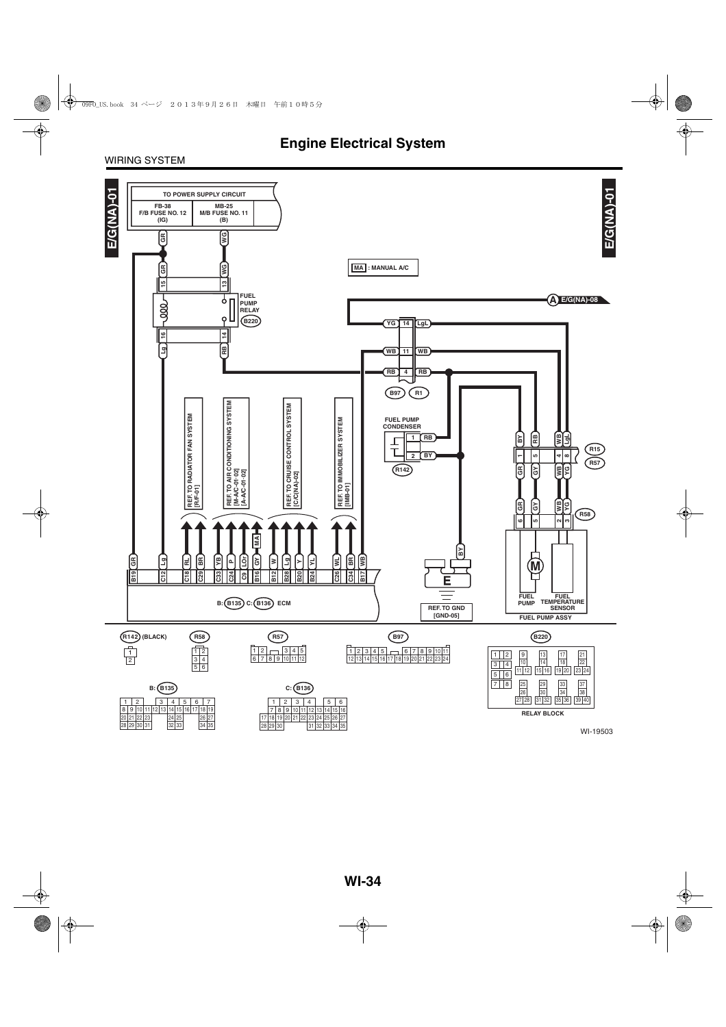# Engine Electrical System

WIRING SYSTEM

E/G(NA)-01

TO POWER SUPPLY CIRCUIT

| FB-38 F/B FUSE NO. 12 (IG) | MB-25 M/B FUSE NO. 11 (B) |
|---|---|

MA : MANUAL A/C

FUEL PUMP RELAY (B220)

A E/G(NA)-08

B97 R1

FUEL PUMP CONDENSER (R142)

REF. TO RADIATOR FAN SYSTEM [R/F-01]

REF. TO AIR CONDITIONING SYSTEM [M-A/C-01-02] [A-A/C-01-02]

REF. TO CRUISE CONTROL SYSTEM [CC(NA)-02]

REF. TO IMMOBILIZER SYSTEM [IMB-01]

R15 R57

R58

FUEL PUMP

FUEL TEMPERATURE SENSOR

FUEL PUMP ASSY

B: B135 C: B136 ECM

REF. TO GND [GND-05]

R142 (BLACK)

R58

R57

B97

B220

RELAY BLOCK

B: B135

C: B136

WI-19503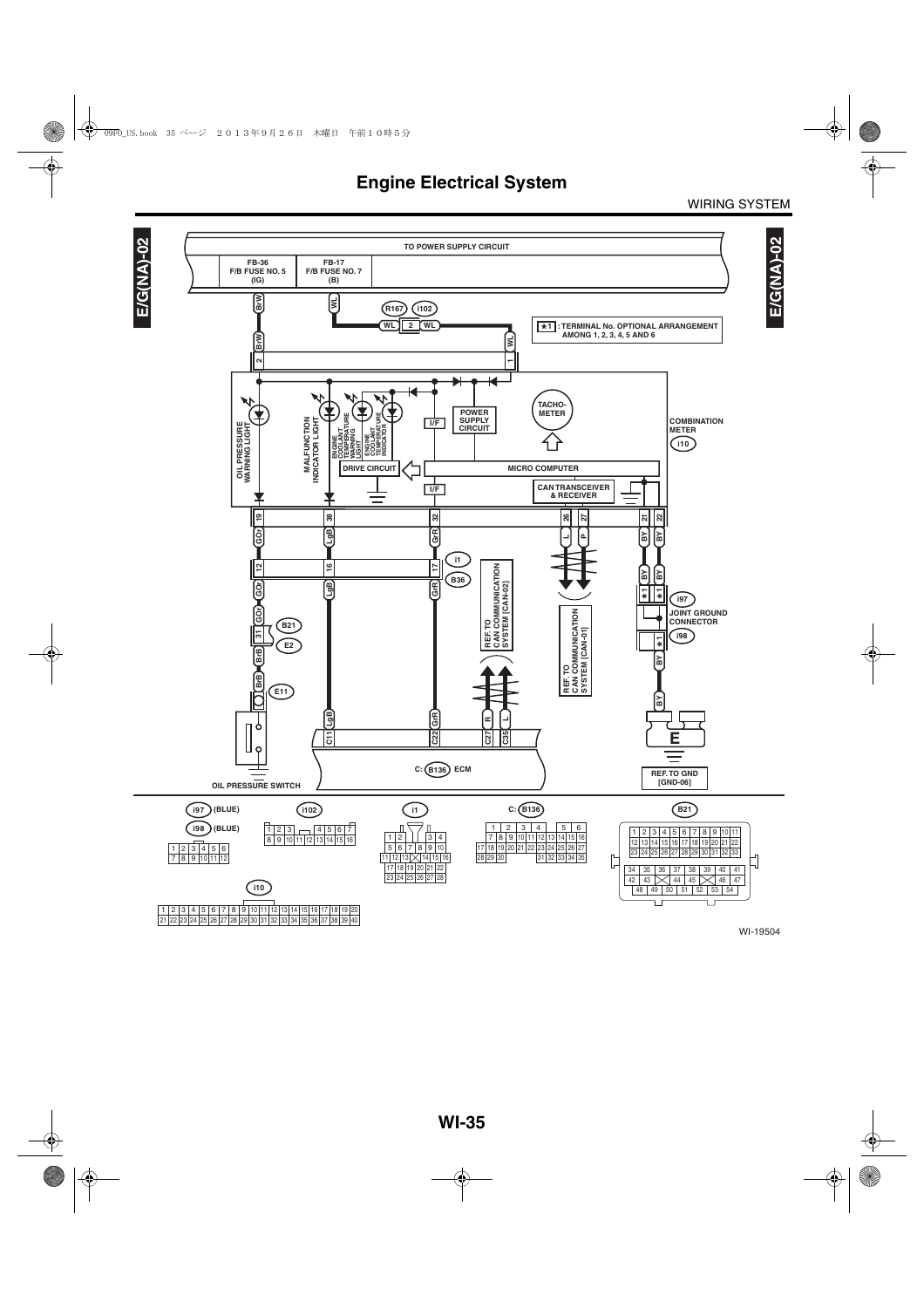# Engine Electrical System

WIRING SYSTEM

E/G(NA)-02

TO POWER SUPPLY CIRCUIT

FB-36 F/B FUSE NO. 5 (IG)

FB-17 F/B FUSE NO. 7 (B)

★1 : TERMINAL No. OPTIONAL ARRANGEMENT AMONG 1, 2, 3, 4, 5 AND 6

OIL PRESSURE WARNING LIGHT

MALFUNCTION INDICATOR LIGHT

ENGINE COOLANT TEMPERATURE WARNING LIGHT

ENGINE COOLANT TEMPERATURE INDICATOR

POWER SUPPLY CIRCUIT

TACHO-METER

COMBINATION METER (i10)

DRIVE CIRCUIT

MICRO COMPUTER

I/F

CAN TRANSCEIVER & RECEIVER

JOINT GROUND CONNECTOR (i97) (i98)

REF. TO CAN COMMUNICATION SYSTEM [CAN-02]

REF. TO CAN COMMUNICATION SYSTEM [CAN-01]

OIL PRESSURE SWITCH (E11)

C: (B136) ECM

REF. TO GND [GND-06]

i97 (BLUE)

i98 (BLUE)

i102

i1

C: B136

B21

i10

WI-19504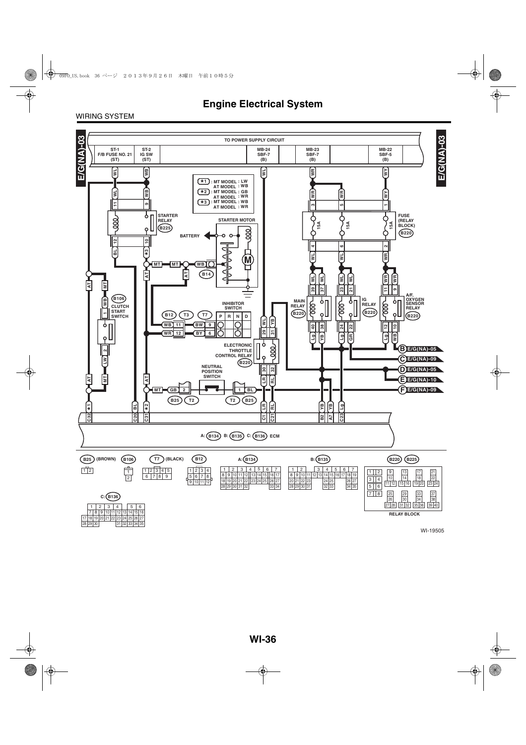# Engine Electrical System

WIRING SYSTEM

E/G(NA)-03

TO POWER SUPPLY CIRCUIT

| ST-1 F/B FUSE NO. 21 (ST) | ST-2 IG SW (ST) | MB-24 SBF-7 (B) | MB-23 SBF-7 (B) | MB-22 SBF-5 (B) |
|---|---|---|---|---|

*1 : MT MODEL : LW
AT MODEL : WB

*2 : MT MODEL : GB
AT MODEL : WR

*3 : MT MODEL : WB
AT MODEL : WR

STARTER RELAY (B225)

STARTER MOTOR

BATTERY

FUSE (RELAY BLOCK) (B220)

CLUTCH START SWITCH (B106)

INHIBITOR SWITCH

MAIN RELAY (B220)

IG RELAY (B220)

A/F, OXYGEN SENSOR RELAY (B220)

ELECTRONIC THROTTLE CONTROL RELAY (B220)

NEUTRAL POSITION SWITCH

B E/G(NA)-05

C E/G(NA)-09

D E/G(NA)-05

E E/G(NA)-10

F E/G(NA)-09

A: (B134) B: (B135) C: (B136) ECM

B25 (BROWN), B106, T7 (BLACK), B12, A: (B134), B: (B135), C: (B136), B220, B225

RELAY BLOCK

WI-19505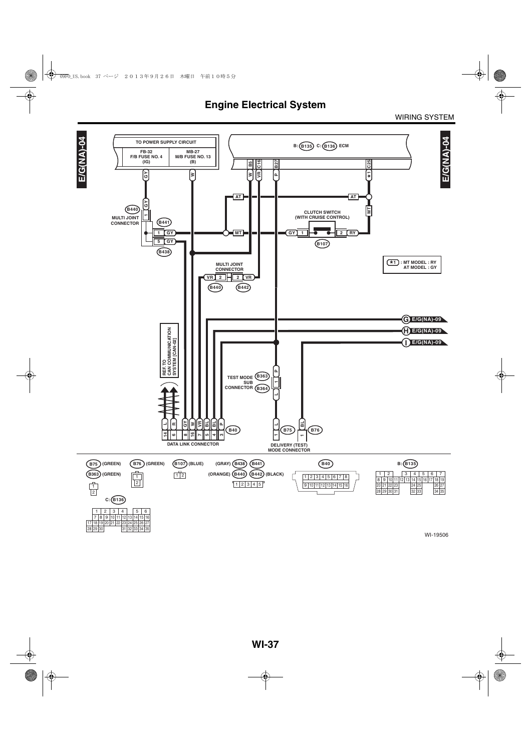# Engine Electrical System

WIRING SYSTEM

E/G(NA)-04

TO POWER SUPPLY CIRCUIT

FB-32 F/B FUSE NO. 4 (IG)

MB-27 M/B FUSE NO. 13 (B)

B: B135 C: B136 ECM

B5 C16 B27 C25

GY W W VR P *1

AT AT MT

B440 MULTI JOINT CONNECTOR

B441

B438

CLUTCH SWITCH (WITH CRUISE CONTROL)

B107

*1 : MT MODEL : RY AT MODEL : GY

MULTI JOINT CONNECTOR

B440 B442

G E/G(NA)-09

H E/G(NA)-09

I E/G(NA)-09

REF. TO CAN COMMUNICATION SYSTEM [CAN-02]

TEST MODE SUB CONNECTOR B363 B364

DATA LINK CONNECTOR B40

DELIVERY (TEST) MODE CONNECTOR B75 B76

B75 (GREEN) B363 (GREEN)

B76 (GREEN)

B107 (BLUE)

(GRAY) B438 B441 (ORANGE) B440 B442 (BLACK)

B40

B: B135

C: B136

WI-19506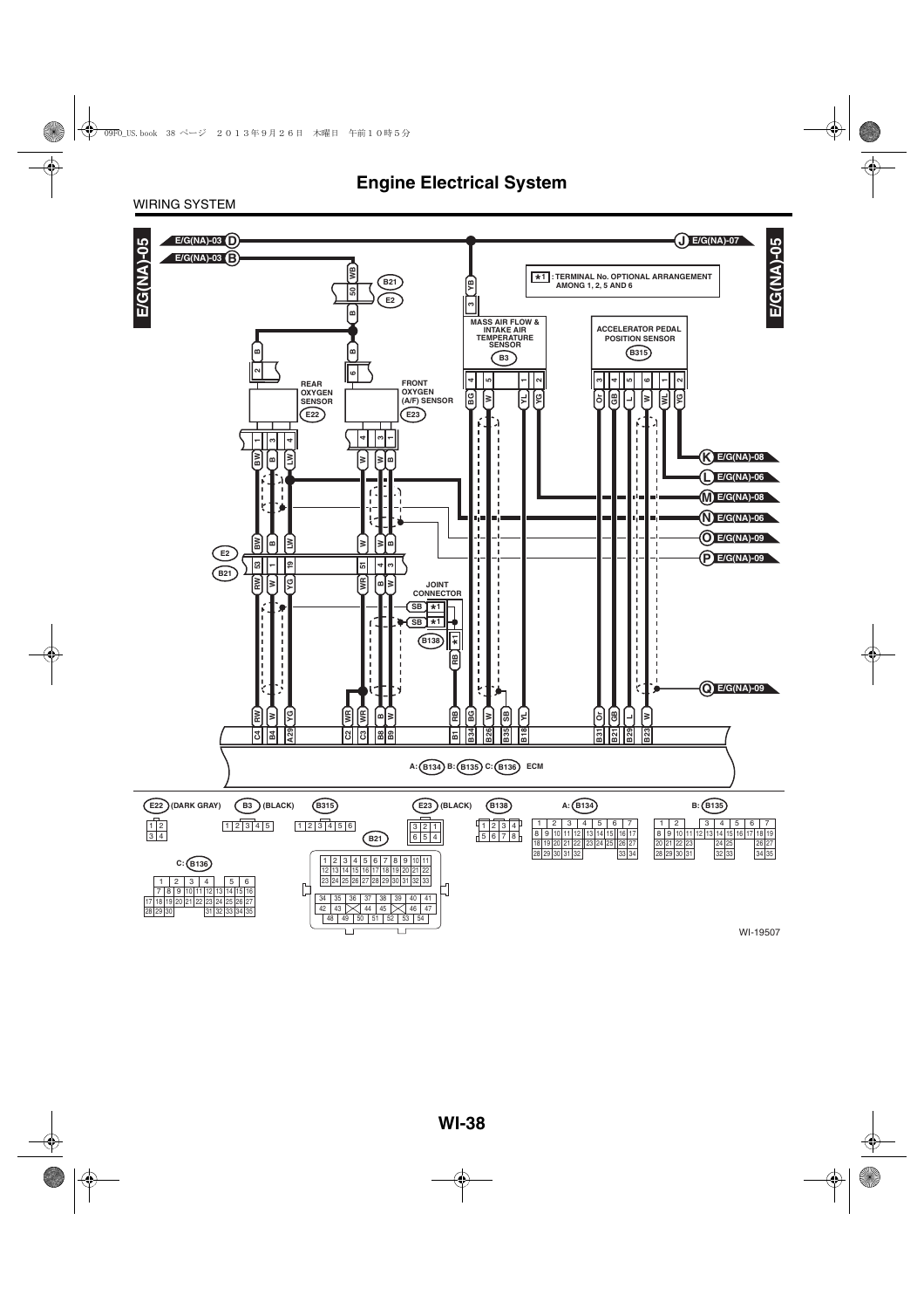# Engine Electrical System

WIRING SYSTEM

E/G(NA)-05

E/G(NA)-03 D

E/G(NA)-03 B

J E/G(NA)-07

★1 : TERMINAL No. OPTIONAL ARRANGEMENT AMONG 1, 2, 5 AND 6

B21

E2

MASS AIR FLOW & INTAKE AIR TEMPERATURE SENSOR (B3)

ACCELERATOR PEDAL POSITION SENSOR (B315)

REAR OXYGEN SENSOR (E22)

FRONT OXYGEN (A/F) SENSOR (E23)

K E/G(NA)-08

L E/G(NA)-06

M E/G(NA)-08

N E/G(NA)-06

O E/G(NA)-09

P E/G(NA)-09

JOINT CONNECTOR

B138

Q E/G(NA)-09

A: (B134) B: (B135) C: (B136) ECM

E22 (DARK GRAY)

| 1 | 2 |
|---|---|
| 3 | 4 |

B3 (BLACK)

| 1 | 2 | 3 | 4 | 5 |
|---|---|---|---|---|

B315

| 1 | 2 | 3 | 4 | 5 | 6 |
|---|---|---|---|---|---|

E23 (BLACK)

| 3 | 2 | 1 |
|---|---|---|
| 6 | 5 | 4 |

B138

| 1 | 2 | 3 | 4 |
|---|---|---|---|
| 5 | 6 | 7 | 8 |

A: (B134)

| 1 | 2 | 3 | 4 | 5 | 6 | 7 |
|---|---|---|---|---|---|---|
| 8 9 | 10 11 | 12 | 13 14 | 15 | 16 | 17 |
| 18 19 | 20 21 | 22 | 23 24 | 25 | 26 | 27 |
| 28 29 | 30 31 | 32 | | | 33 | 34 |

B: (B135)

| 1 | 2 | | 3 | 4 | 5 | 6 | 7 |
|---|---|---|---|---|---|---|---|
| 8 9 | 10 11 | 12 | 13 | 14 | 15 16 | 17 | 18 19 |
| 20 21 | 22 23 | | | 24 25 | | | 26 27 |
| 28 29 | 30 31 | | | 32 33 | | | 34 35 |

B21

| 1 | 2 | 3 | 4 | 5 | 6 | 7 | 8 | 9 | 10 | 11 |
|---|---|---|---|---|---|---|---|---|---|---|
| 12 | 13 | 14 | 15 | 16 | 17 | 18 | 19 | 20 | 21 | 22 |
| 23 | 24 | 25 | 26 | 27 | 28 | 29 | 30 | 31 | 32 | 33 |

| 34 | 35 | 36 | 37 | 38 | 39 | 40 | 41 |
|---|---|---|---|---|---|---|---|
| 42 | 43 | | 44 | 45 | | 46 | 47 |
| 48 | 49 | 50 | 51 | 52 | 53 | 54 | |

C: (B136)

| 1 | 2 | 3 | 4 | | 5 | 6 |
|---|---|---|---|---|---|---|
| 7 8 | 9 10 | 11 12 | 13 | | 14 15 | 16 |
| 17 18 19 | 20 21 | 22 23 | 24 25 | | 26 | 27 |
| 28 29 30 | | | 31 32 | | 33 34 | 35 |

WI-19507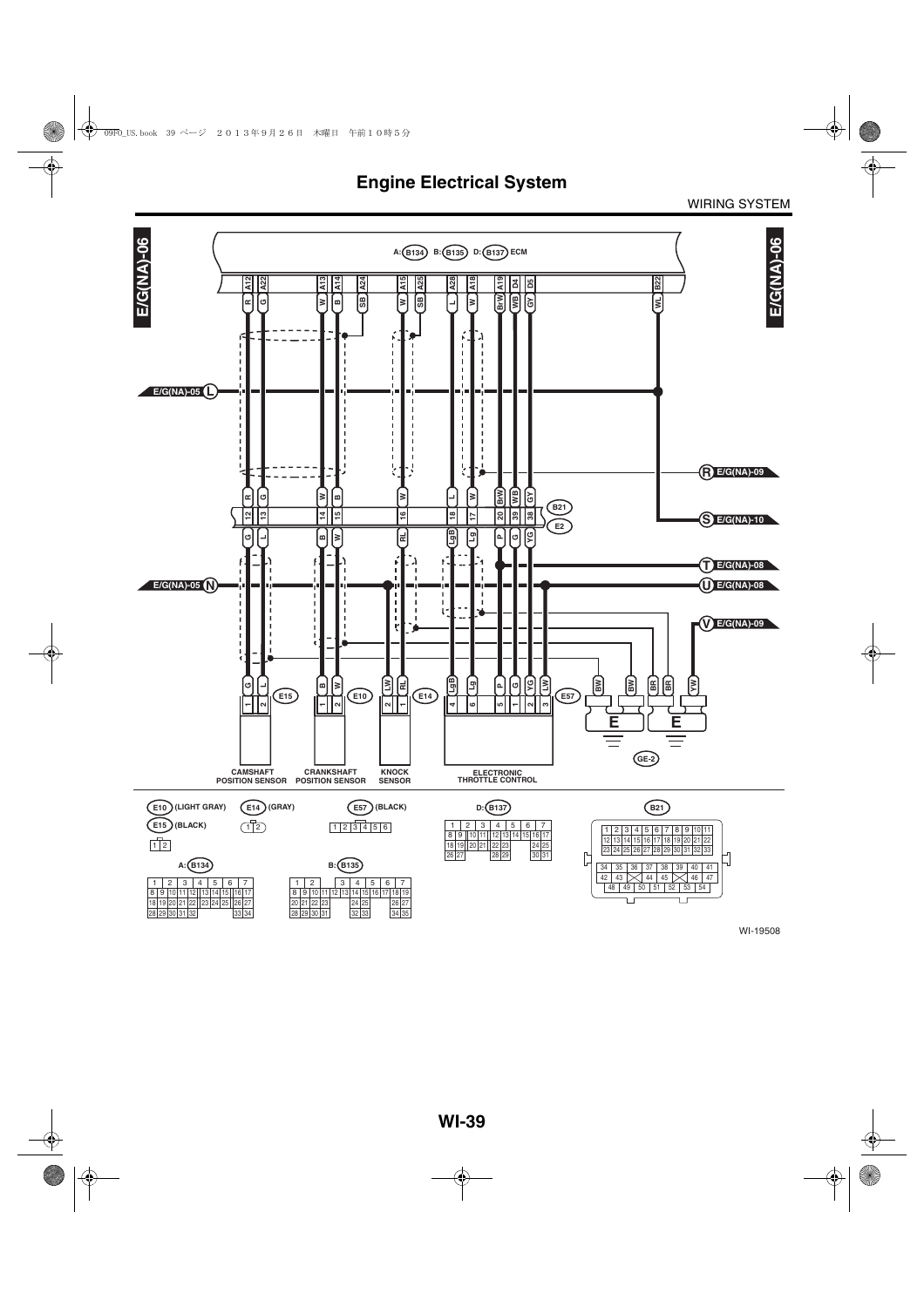# Engine Electrical System

WIRING SYSTEM

E/G(NA)-06

A: B134 B: B135 D: B137 ECM

E/G(NA)-05 L

R E/G(NA)-09

B21

E2

S E/G(NA)-10

T E/G(NA)-08

E/G(NA)-05 N

U E/G(NA)-08

V E/G(NA)-09

E15 E10 E14 E57

E E

GE-2

CAMSHAFT POSITION SENSOR

CRANKSHAFT POSITION SENSOR

KNOCK SENSOR

ELECTRONIC THROTTLE CONTROL

E10 (LIGHT GRAY)

E15 (BLACK)

| 1 | 2 |
|---|---|

E14 (GRAY)

| 1 | 2 |
|---|---|

E57 (BLACK)

| 1 | 2 | 3 | 4 | 5 | 6 |
|---|---|---|---|---|---|

A: B134

| 1 | 2 | 3 | 4 | 5 | 6 | 7 |
|---|---|---|---|---|---|---|
| 8 9 | 10 11 | 12 | 13 14 | 15 | 16 | 17 |
| 18 19 | 20 21 | 22 | 23 24 | 25 | 26 | 27 |
| 28 29 | 30 31 | 32 | | | 33 | 34 |

B: B135

| 1 | 2 | | 3 | 4 | 5 | 6 | 7 |
|---|---|---|---|---|---|---|---|
| 8 9 | 10 11 | 12 13 | 14 15 | 16 | 17 | 18 | 19 |
| 20 21 | 22 23 | | | 24 25 | | 26 | 27 |
| 28 29 | 30 31 | | | 32 33 | | 34 | 35 |

D: B137

| 1 | 2 | 3 | 4 | 5 | 6 | 7 |
|---|---|---|---|---|---|---|
| 8 9 | 10 11 | 12 | 13 14 | 15 | 16 | 17 |
| 18 19 | 20 21 | 22 | 23 | | 24 | 25 |
| 26 27 | | 28 | 29 | | 30 | 31 |

B21

| 1 | 2 | 3 | 4 | 5 | 6 | 7 | 8 | 9 | 10 | 11 |
|---|---|---|---|---|---|---|---|---|---|---|
| 12 | 13 | 14 | 15 | 16 | 17 | 18 | 19 | 20 | 21 | 22 |
| 23 | 24 | 25 | 26 | 27 | 28 | 29 | 30 | 31 | 32 | 33 |

| 34 | 35 | 36 | 37 | 38 | 39 | 40 | 41 |
|---|---|---|---|---|---|---|---|
| 42 | 43 | ✕ | 44 | 45 | ✕ | 46 | 47 |
| 48 | 49 | 50 | 51 | 52 | 53 | 54 | |

WI-19508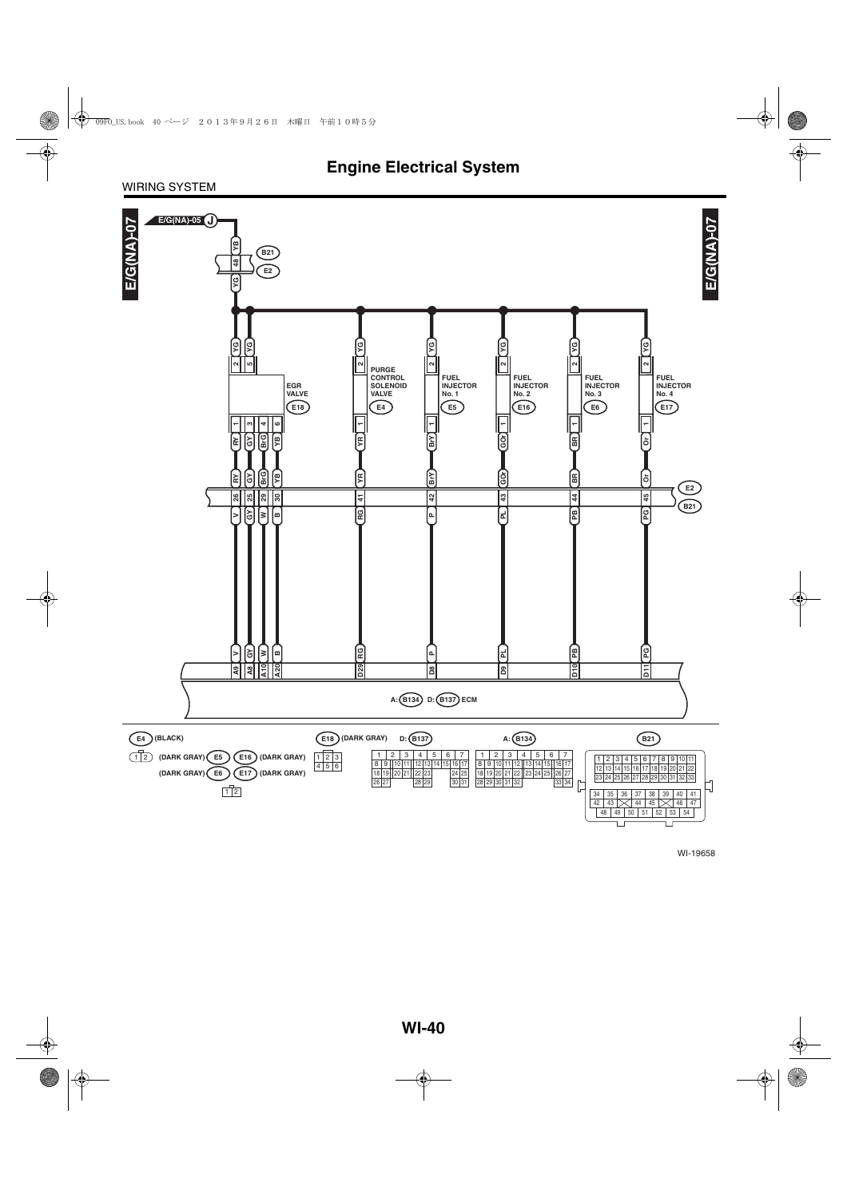# Engine Electrical System

WIRING SYSTEM

E/G(NA)-07

E/G(NA)-05 J

YB

B21

48

E2

YG

| YG | YG | YG | YG | YG | YG | YG |
|---|---|---|---|---|---|---|
| 2 | 5 | 2 | 2 | 2 | 2 | 2 |

EGR VALVE E18

PURGE CONTROL SOLENOID VALVE E4

FUEL INJECTOR No. 1 E5

FUEL INJECTOR No. 2 E16

FUEL INJECTOR No. 3 E6

FUEL INJECTOR No. 4 E17

| Component | Terminal | Wire (E2 side) | E2/B21 pin | Wire (B21 side) | ECM terminal |
|---|---|---|---|---|---|
| EGR VALVE (E18) | 1 | RY | 26 | V | A9 |
| EGR VALVE (E18) | 3 | GY | 25 | GY | A8 |
| EGR VALVE (E18) | 4 | BrG | 29 | W | A10 |
| EGR VALVE (E18) | 6 | YB | 30 | B | A20 |
| PURGE CONTROL SOLENOID VALVE (E4) | 1 | YR | 41 | RG | D29 |
| FUEL INJECTOR No. 1 (E5) | 1 | BrY | 42 | P | D8 |
| FUEL INJECTOR No. 2 (E16) | 1 | GOr | 43 | PL | D9 |
| FUEL INJECTOR No. 3 (E6) | 1 | BR | 44 | PB | D10 |
| FUEL INJECTOR No. 4 (E17) | 1 | Or | 45 | PG | D11 |

A: B134 D: B137 ECM

E4 (BLACK)

| 1 | 2 |
|---|---|

(DARK GRAY) E5 E16 (DARK GRAY)
(DARK GRAY) E6 E17 (DARK GRAY)

| 1 | 2 |
|---|---|

E18 (DARK GRAY)

| 1 | 2 | 3 |
|---|---|---|
| 4 | 5 | 6 |

D: B137

| 1 | 2 | 3 | 4 | 5 | 6 | 7 | | | | |
|---|---|---|---|---|---|---|---|---|---|---|
| 8 | 9 | 10 | 11 | 12 | 13 | 14 | 15 | 16 | 17 | |
| 18 | 19 | 20 | 21 | 22 | 23 | 24 | 25 | | | |
| 26 | 27 | 28 | 29 | 30 | 31 | | | | | |

A: B134

| 1 | 2 | 3 | 4 | 5 | 6 | 7 | | | | |
|---|---|---|---|---|---|---|---|---|---|---|
| 8 | 9 | 10 | 11 | 12 | 13 | 14 | 15 | 16 | 17 | |
| 18 | 19 | 20 | 21 | 22 | 23 | 24 | 25 | 26 | 27 | |
| 28 | 29 | 30 | 31 | 32 | 33 | 34 | | | | |

B21

| 1 | 2 | 3 | 4 | 5 | 6 | 7 | 8 | 9 | 10 | 11 |
|---|---|---|---|---|---|---|---|---|---|---|
| 12 | 13 | 14 | 15 | 16 | 17 | 18 | 19 | 20 | 21 | 22 |
| 23 | 24 | 25 | 26 | 27 | 28 | 29 | 30 | 31 | 32 | 33 |

| 34 | 35 | 36 | 37 | 38 | 39 | 40 | 41 |
|---|---|---|---|---|---|---|---|
| 42 | 43 | | 44 | 45 | | 46 | 47 |
| 48 | 49 | 50 | 51 | 52 | 53 | 54 | |

WI-19658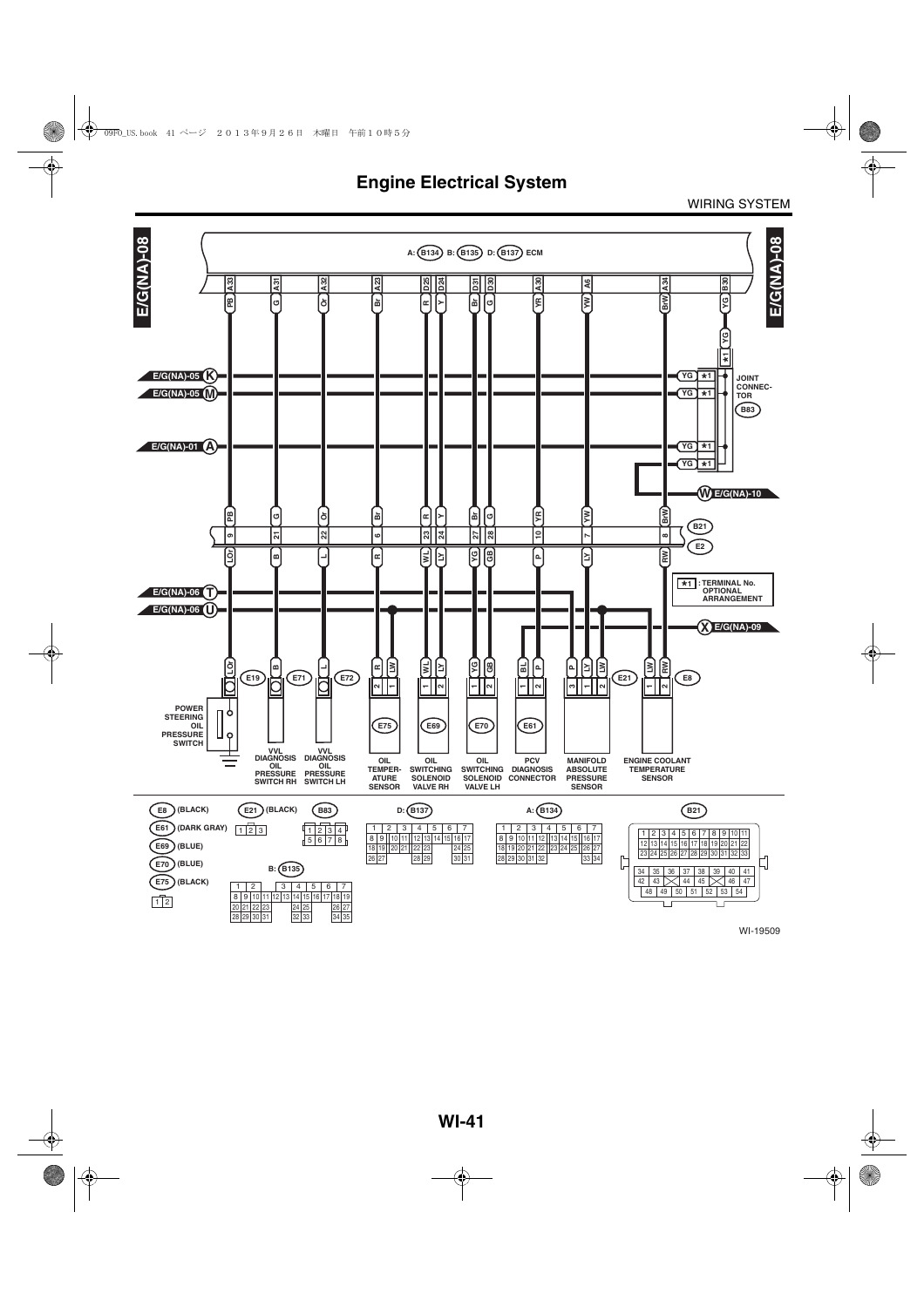# Engine Electrical System

WIRING SYSTEM

E/G(NA)-08

A: B134 B: B135 D: B137 ECM

| ECM terminal | A33 | A31 | A32 | A23 | D25 | D24 | D31 | D30 | A30 | A6 | A34 | B30 |
|---|---|---|---|---|---|---|---|---|---|---|---|---|
| Wire color | PB | G | Or | Br | R | Y | Br | G | YR | YW | BrW | YG |

E/G(NA)-05 K, E/G(NA)-05 M, E/G(NA)-01 A — YG ★1 — JOINT CONNECTOR B83

W E/G(NA)-10

B21 / E2

| B21 terminal | 9 | 21 | 22 | 6 | 23 | 24 | 27 | 28 | 10 | 7 | 8 |
|---|---|---|---|---|---|---|---|---|---|---|---|
| Wire color (B21 side) | PB | G | Or | Br | R | Y | Br | G | YR | YW | BrW |
| Wire color (E2 side) | LOr | B | L | R | WL | LY | YG | GB | P | LY | RW |

★1 : TERMINAL No. OPTIONAL ARRANGEMENT

E/G(NA)-06 T, E/G(NA)-06 U, X E/G(NA)-09

| Connector | Terminal | Wire color | Component |
|---|---|---|---|
| E19 | — | LOr | POWER STEERING OIL PRESSURE SWITCH |
| E71 | — | B | VVL DIAGNOSIS OIL PRESSURE SWITCH RH |
| E72 | — | L | VVL DIAGNOSIS OIL PRESSURE SWITCH LH |
| E75 | 2 / 1 | R / LW | OIL TEMPERATURE SENSOR |
| E69 | 1 / 2 | WL / LY | OIL SWITCHING SOLENOID VALVE RH |
| E70 | 1 / 2 | YG / GB | OIL SWITCHING SOLENOID VALVE LH |
| E61 | 1 / 2 | BL / P | PCV DIAGNOSIS CONNECTOR |
| E21 | 3 / 1 / 2 | P / LY / LW | MANIFOLD ABSOLUTE PRESSURE SENSOR |
| E8 | 1 / 2 | LW / RW | ENGINE COOLANT TEMPERATURE SENSOR |

E8 (BLACK), E61 (DARK GRAY), E69 (BLUE), E70 (BLUE), E75 (BLACK): 1 2

E21 (BLACK): 1 2 3

B83: 1 2 3 4 / 5 6 7 8

B: B135: 1 2 3 4 5 6 7 / 8 9 10 11 12 13 14 15 16 17 18 19 / 20 21 22 23 24 25 26 27 / 28 29 30 31 32 33 34 35

D: B137: 1 2 3 4 5 6 7 / 8 9 10 11 12 13 14 15 16 17 / 18 19 20 21 22 23 24 25 / 26 27 28 29 30 31

A: B134: 1 2 3 4 5 6 7 / 8 9 10 11 12 13 14 15 16 17 / 18 19 20 21 22 23 24 25 26 27 / 28 29 30 31 32 33 34

B21: 1 2 3 4 5 6 7 8 9 10 11 / 12 13 14 15 16 17 18 19 20 21 22 / 23 24 25 26 27 28 29 30 31 32 33 / 34 35 36 37 38 39 40 41 / 42 43 44 45 46 47 / 48 49 50 51 52 53 54

WI-19509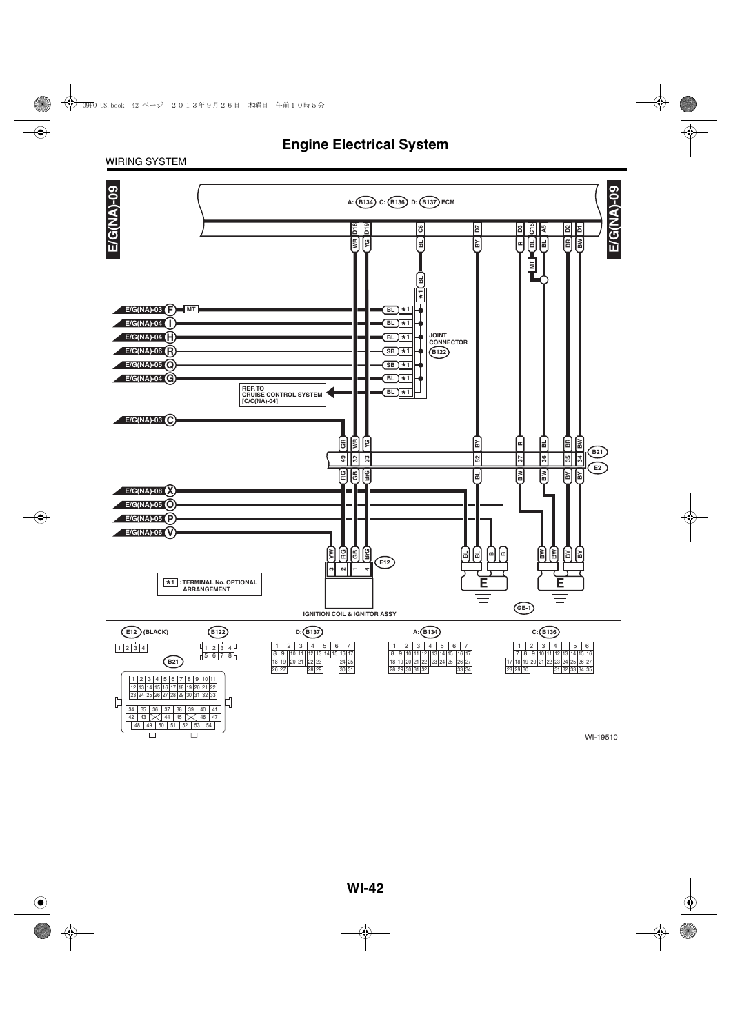# Engine Electrical System

WIRING SYSTEM

E/G(NA)-09

A: B134 C: B136 D: B137 ECM

D18 D19 C6 D7 D3 C15 A5 D2 D1

WR YG BL BY R BL BL BR BW

MT

E/G(NA)-03 F MT

E/G(NA)-04 I

E/G(NA)-04 H

E/G(NA)-06 R

E/G(NA)-05 Q

E/G(NA)-04 G

BL *1
BL *1
BL *1
SB *1
SB *1
BL *1
BL *1

JOINT CONNECTOR B122

REF. TO CRUISE CONTROL SYSTEM [C/C(NA)-04]

E/G(NA)-03 C

GR WR YG BY R BL BR BW

49 32 33 52 37 36 35 34

B21

E2

RG GB BrG BL BW BW BY BY

E/G(NA)-08 X

E/G(NA)-05 O

E/G(NA)-05 P

E/G(NA)-06 V

YW RG GB BrG

3 2 1 4

E12

BL BL B B BW BW BY BY

E E

GE-1

*1 : TERMINAL No. OPTIONAL ARRANGEMENT

IGNITION COIL & IGNITOR ASSY

E12 (BLACK)

| 1 | 2 | 3 | 4 |
|---|---|---|---|

B122

| 1 | 2 | 3 | 4 |
|---|---|---|---|
| 5 | 6 | 7 | 8 |

B21

| 1 | 2 | 3 | 4 | 5 | 6 | 7 | 8 | 9 | 10 | 11 |
|---|---|---|---|---|---|---|---|---|---|---|
| 12 | 13 | 14 | 15 | 16 | 17 | 18 | 19 | 20 | 21 | 22 |
| 23 | 24 | 25 | 26 | 27 | 28 | 29 | 30 | 31 | 32 | 33 |

| 34 | 35 | 36 | 37 | 38 | 39 | 40 | 41 |
|---|---|---|---|---|---|---|---|
| 42 | 43 | | 44 | 45 | | 46 | 47 |
| 48 | 49 | 50 | 51 | 52 | 53 | 54 | |

D: B137

| 1 | 2 | 3 | 4 | 5 | 6 | 7 |
|---|---|---|---|---|---|---|
| 8 9 | 10 11 | 12 13 | 14 15 | 16 17 | | |
| 18 19 | 20 21 | 22 23 | | 24 25 | | |
| 26 27 | | 28 29 | | 30 31 | | |

A: B134

| 1 | 2 | 3 | 4 | 5 | 6 | 7 |
|---|---|---|---|---|---|---|
| 8 9 | 10 11 | 12 | 13 14 | 15 16 | 17 | |
| 18 19 | 20 21 | 22 | 23 24 | 25 26 | 27 | |
| 28 29 | 30 31 | 32 | | 33 34 | | |

C: B136

| 1 | 2 | 3 | 4 | | 5 | 6 |
|---|---|---|---|---|---|---|
| 7 8 | 9 10 | 11 12 | 13 14 | 15 16 | | |
| 17 18 19 | 20 21 | 22 23 | 24 25 | 26 27 | | |
| 28 29 30 | | | 31 32 | 33 34 35 | | |

WI-19510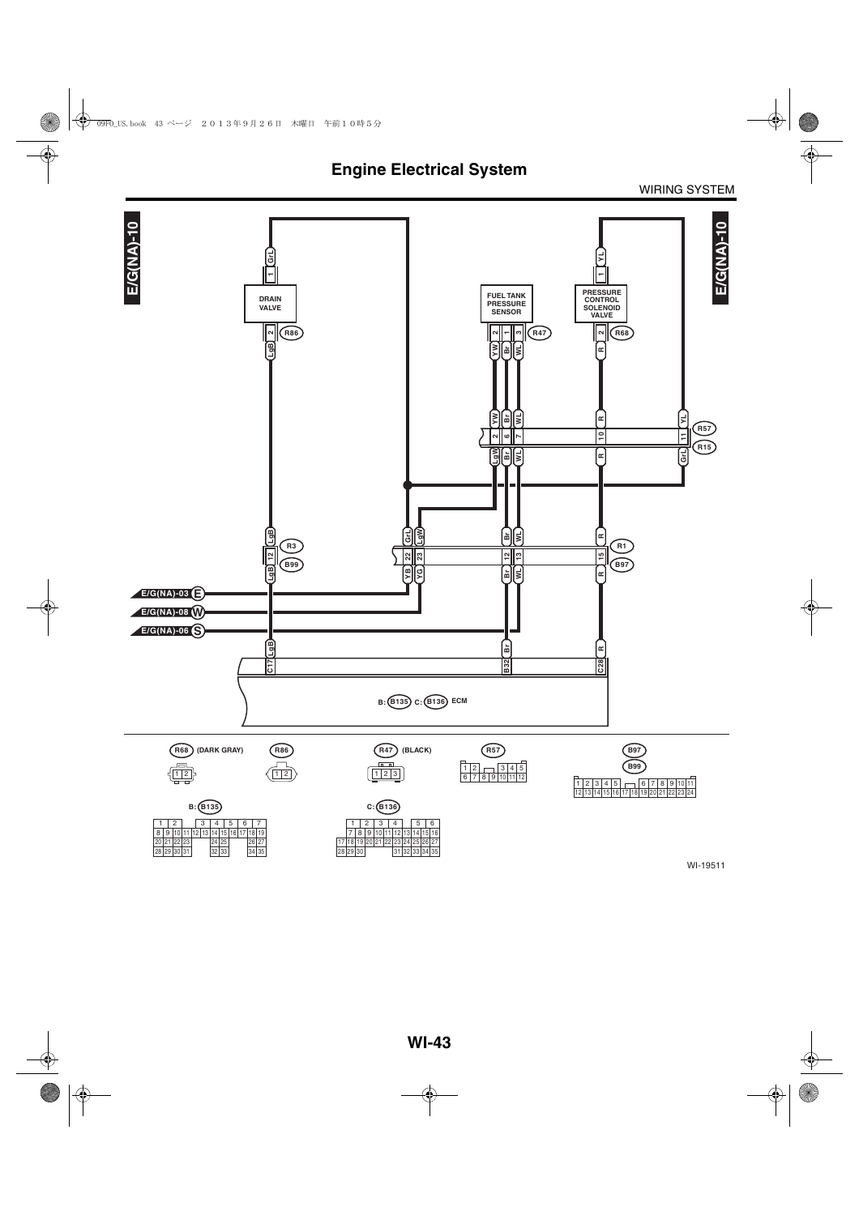# Engine Electrical System

WIRING SYSTEM

E/G(NA)-10

DRAIN VALVE

FUEL TANK PRESSURE SENSOR

PRESSURE CONTROL SOLENOID VALVE

R86 R47 R68 R57 R15 R3 B99 R1 B97

E/G(NA)-03 E

E/G(NA)-08 W

E/G(NA)-06 S

B: B135 C: B136 ECM

R68 (DARK GRAY)

R86

R47 (BLACK)

R57

B97

B99

B: B135

C: B136

WI-19511

# WI-43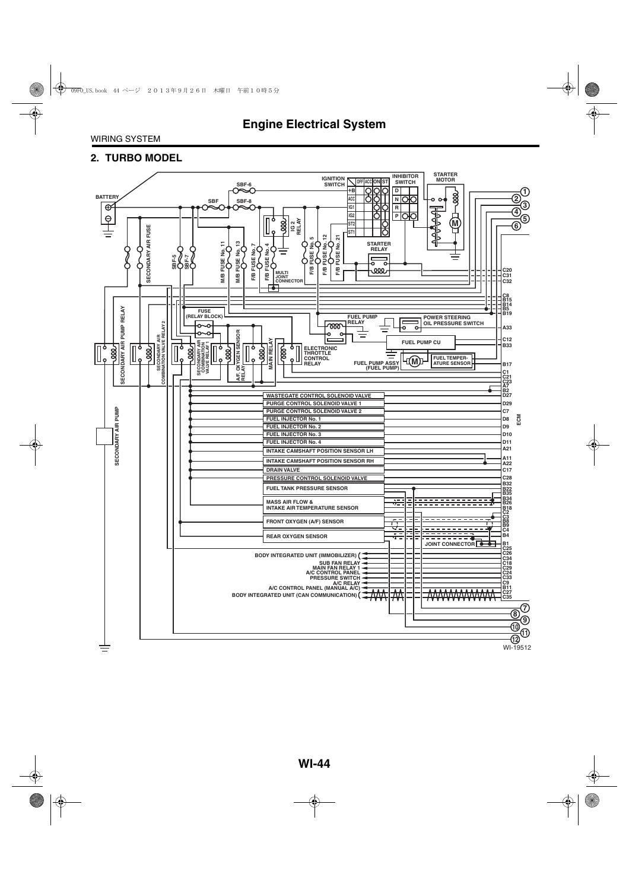# Engine Electrical System

WIRING SYSTEM

## 2. TURBO MODEL

BATTERY

SBF-6

SBF

SBF-8

IGNITION SWITCH

OFF ACC ON ST

+B ACC IG1 IG2 ST2 ST1

INHIBITOR SWITCH

D N R P

STARTER MOTOR

IG 2 RELAY

SECONDARY AIR FUSE

SBF-5

SBF-7

M/B FUSE No. 11

M/B FUSE No. 13

F/B FUSE No. 7

F/B FUSE No. 4

F/B FUSE No. 5

F/B FUSE No. 12

F/B FUSE No. 21

STARTER RELAY

MULTI JOINT CONNECTOR

FUSE (RELAY BLOCK)

FUEL PUMP RELAY

POWER STEERING OIL PRESSURE SWITCH

FUEL PUMP CU

SECONDARY AIR PUMP RELAY

SECONDARY AIR COMBINATION VALVE RELAY 2

SECONDARY AIR COMBINATION VALVE RELAY 1

A/F, OXYGEN SENSOR RELAY

MAIN RELAY

ELECTRONIC THROTTLE CONTROL RELAY

FUEL PUMP ASSY (FUEL PUMP)

FUEL TEMPERATURE SENSOR

SECONDARY AIR PUMP

WASTEGATE CONTROL SOLENOID VALVE

PURGE CONTROL SOLENOID VALVE 1

PURGE CONTROL SOLENOID VALVE 2

FUEL INJECTOR No. 1

FUEL INJECTOR No. 2

FUEL INJECTOR No. 3

FUEL INJECTOR No. 4

INTAKE CAMSHAFT POSITION SENSOR LH

INTAKE CAMSHAFT POSITION SENSOR RH

DRAIN VALVE

PRESSURE CONTROL SOLENOID VALVE

FUEL TANK PRESSURE SENSOR

MASS AIR FLOW & INTAKE AIR TEMPERATURE SENSOR

FRONT OXYGEN (A/F) SENSOR

REAR OXYGEN SENSOR

JOINT CONNECTOR

BODY INTEGRATED UNIT (IMMOBILIZER)

SUB FAN RELAY

MAIN FAN RELAY 1

A/C CONTROL PANEL

PRESSURE SWITCH

A/C RELAY

A/C CONTROL PANEL (MANUAL A/C)

BODY INTEGRATED UNIT (CAN COMMUNICATION)

ECM

C20 C31 C32 C8 B15 B14 B5 B19 A33 C12 B33 B17 C1 C21 C23 A7 B2 D27 D29 C7 D8 D9 D10 D11 A21 A11 A22 C17 C28 B32 B22 B35 B34 B26 B18 C2 C3 B8 B9 C4 B4 B1 C25 C26 C34 C18 C29 C24 C33 C9 B11 C27 C35

1 2 3 4 5 6 7 8 9 10 11 12

WI-19512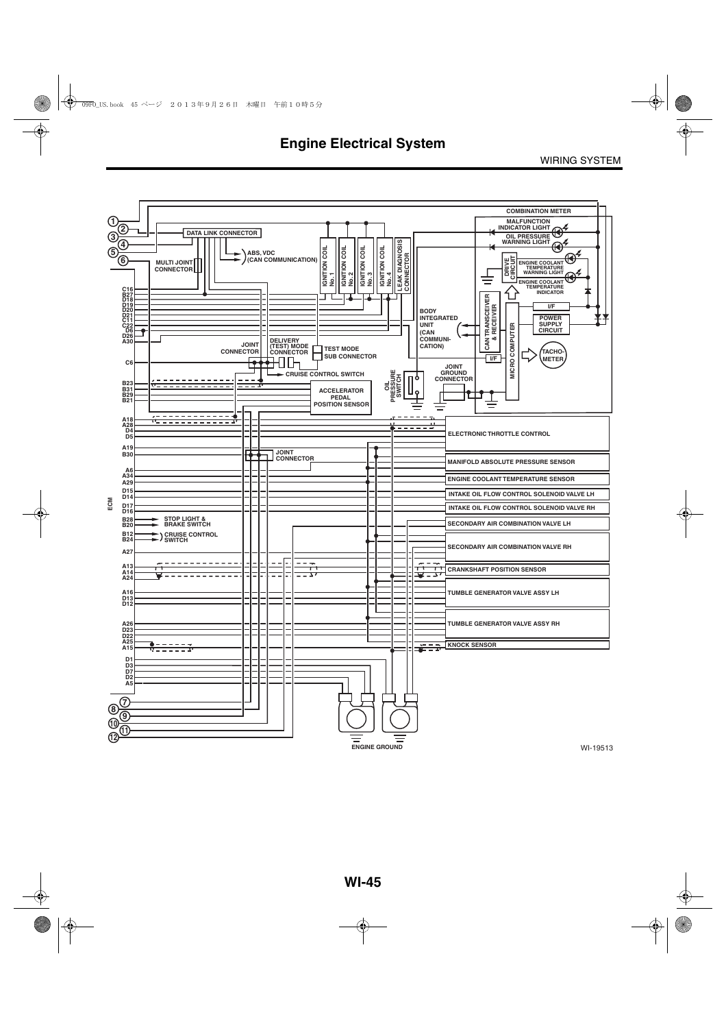# Engine Electrical System

WIRING SYSTEM

COMBINATION METER

MALFUNCTION INDICATOR LIGHT

OIL PRESSURE WARNING LIGHT

DATA LINK CONNECTOR

IGNITION COIL No. 1

IGNITION COIL No. 2

IGNITION COIL No. 3

IGNITION COIL No. 4

LEAK DIAGNOSIS CONNECTOR

ABS, VDC (CAN COMMUNICATION)

MULTI JOINT CONNECTOR

DRIVE CIRCUIT

ENGINE COOLANT TEMPERATURE WARNING LIGHT

ENGINE COOLANT TEMPERATURE INDICATOR

CAN TRANSCEIVER & RECEIVER

I/F

POWER SUPPLY CIRCUIT

BODY INTEGRATED UNIT (CAN COMMUNI-CATION)

MICRO COMPUTER

TACHO-METER

JOINT CONNECTOR

DELIVERY (TEST) MODE CONNECTOR

TEST MODE SUB CONNECTOR

CRUISE CONTROL SWITCH

JOINT GROUND CONNECTOR

OIL PRESSURE SWITCH

ACCELERATOR PEDAL POSITION SENSOR

C16, B27, D18, D19, D20, D21, C11, C22, D6, D26, A30, C6, B23, B31, B29, B21, A18, A28, D4, D5, A19, B30, A6, A34, A29, D15, D14, D17, D16, B28, B20, B12, B24, A27, A13, A14, A24, A16, D13, D12, A26, D23, D22, A25, A15, D1, D3, D7, D2, A5

ECM

ELECTRONIC THROTTLE CONTROL

JOINT CONNECTOR

MANIFOLD ABSOLUTE PRESSURE SENSOR

ENGINE COOLANT TEMPERATURE SENSOR

INTAKE OIL FLOW CONTROL SOLENOID VALVE LH

INTAKE OIL FLOW CONTROL SOLENOID VALVE RH

STOP LIGHT & BRAKE SWITCH

CRUISE CONTROL SWITCH

SECONDARY AIR COMBINATION VALVE LH

SECONDARY AIR COMBINATION VALVE RH

CRANKSHAFT POSITION SENSOR

TUMBLE GENERATOR VALVE ASSY LH

TUMBLE GENERATOR VALVE ASSY RH

KNOCK SENSOR

ENGINE GROUND

①②③④⑤⑥⑦⑧⑨⑩⑪⑫

WI-19513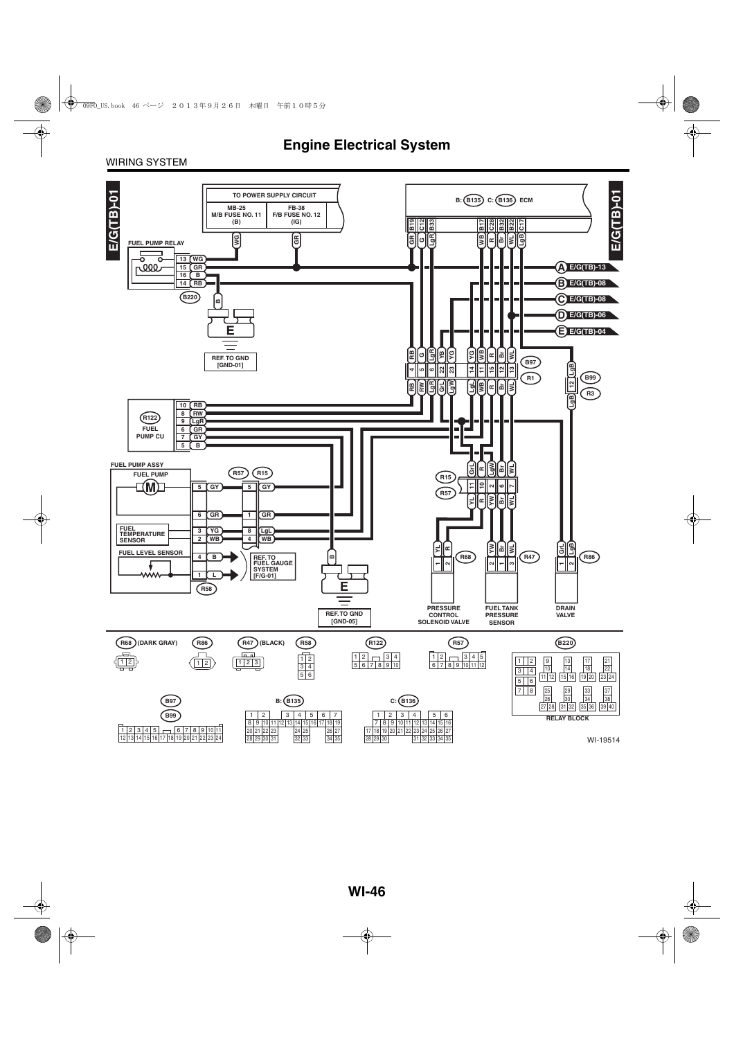# Engine Electrical System

WIRING SYSTEM

E/G(TB)-01

TO POWER SUPPLY CIRCUIT

MB-25 M/B FUSE NO. 11 (B)

FB-38 F/B FUSE NO. 12 (IG)

B: (B135) C: (B136) ECM

FUEL PUMP RELAY

B220

REF. TO GND [GND-01]

A E/G(TB)-13

B E/G(TB)-08

C E/G(TB)-08

D E/G(TB)-06

E E/G(TB)-04

B97 R1

B99 R3

R122 FUEL PUMP CU

FUEL PUMP ASSY

FUEL PUMP

FUEL TEMPERATURE SENSOR

FUEL LEVEL SENSOR

R57 R15

REF. TO FUEL GAUGE SYSTEM [F/G-01]

R58

REF. TO GND [GND-05]

R15 R57

R68 PRESSURE CONTROL SOLENOID VALVE

R47 FUEL TANK PRESSURE SENSOR

R86 DRAIN VALVE

R68 (DARK GRAY) R86 R47 (BLACK) R58 R122 R57 B220

B97 B99

B: B135

C: B136

RELAY BLOCK

WI-19514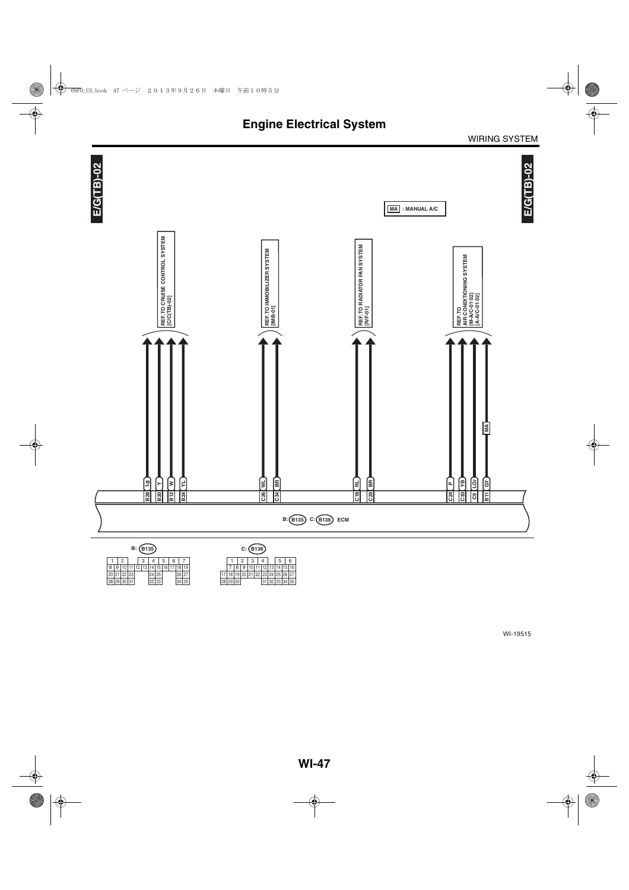# Engine Electrical System

WIRING SYSTEM

E/G(TB)-02

MA : MANUAL A/C

REF. TO CRUISE CONTROL SYSTEM [C/C(TB)-02]

REF. TO IMMOBILIZER SYSTEM [IMB-01]

REF. TO RADIATOR FAN SYSTEM [R/F-01]

REF. TO AIR CONDITIONING SYSTEM [M-A/C-01-02] [A-A/C-01-02]

| Terminal | Wire color |
|---|---|
| B28 | Lg |
| B20 | Y |
| B12 | W |
| B24 | YL |
| C26 | WL |
| C34 | BR |
| C18 | RL |
| C29 | BR |
| C24 | P |
| C33 | YB |
| C9 | LOr |
| B11 | GY (MA) |

B: (B135) C: (B136) ECM

B: (B135)

| 1 | 2 | | 3 | 4 | 5 | 6 | 7 |
|---|---|---|---|---|---|---|---|
| 8 | 9 | 10 | 11 | 12 | 13 | 14 | 15 | 16 | 17 | 18 | 19 |
| 20 | 21 | 22 | 23 | | 24 | 25 | | 26 | 27 |
| 28 | 29 | 30 | 31 | | 32 | 33 | | 34 | 35 |

C: (B136)

| 1 | 2 | 3 | 4 | | 5 | 6 |
|---|---|---|---|---|---|---|
| 7 | 8 | 9 | 10 | 11 | 12 | 13 | 14 | 15 | 16 |
| 17 | 18 | 19 | 20 | 21 | 22 | 23 | 24 | 25 | 26 | 27 |
| 28 | 29 | 30 | | 31 | 32 | 33 | 34 | 35 |

WI-19515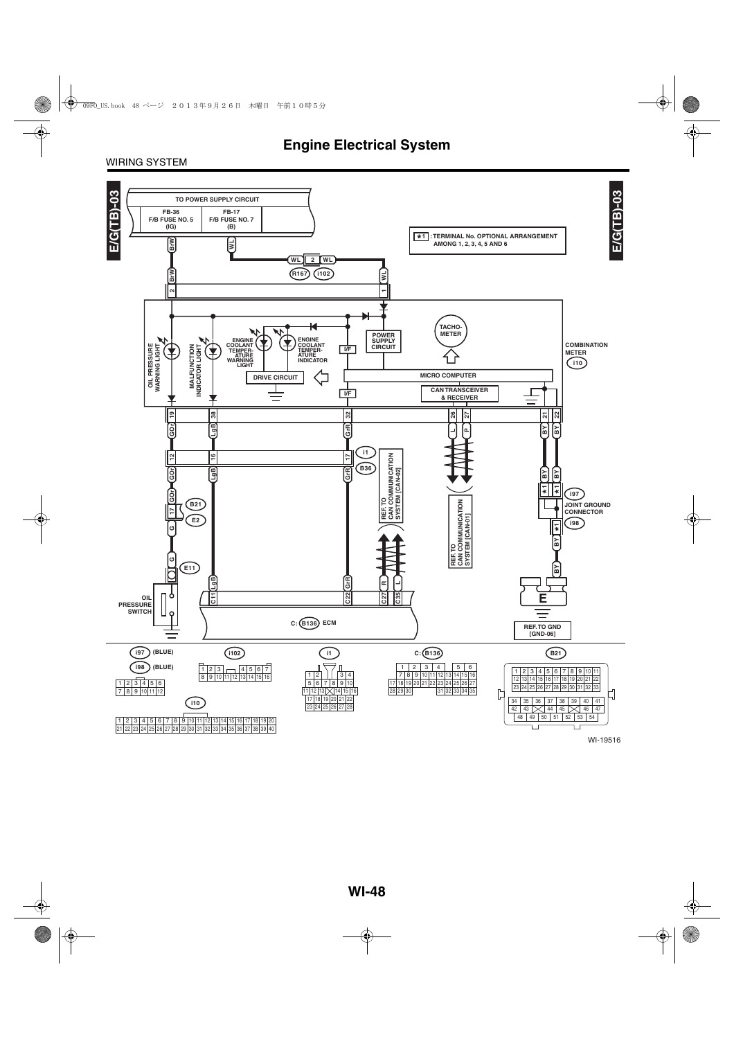# Engine Electrical System

WIRING SYSTEM

E/G(TB)-03

TO POWER SUPPLY CIRCUIT

FB-36 F/B FUSE NO. 5 (IG)

FB-17 F/B FUSE NO. 7 (B)

★1 : TERMINAL No. OPTIONAL ARRANGEMENT AMONG 1, 2, 3, 4, 5 AND 6

BrW

WL

R167 i102

OIL PRESSURE WARNING LIGHT

MALFUNCTION INDICATOR LIGHT

ENGINE COOLANT TEMPERATURE WARNING LIGHT

ENGINE COOLANT TEMPERATURE INDICATOR

DRIVE CIRCUIT

POWER SUPPLY CIRCUIT

I/F

TACHOMETER

MICRO COMPUTER

CAN TRANSCEIVER & RECEIVER

COMBINATION METER i10

GOr LgB GrR L P BY BY

i1 B36

REF. TO CAN COMMUNICATION SYSTEM [CAN-02]

REF. TO CAN COMMUNICATION SYSTEM [CAN-01]

B21 E2

E11

i97 JOINT GROUND CONNECTOR i98

OIL PRESSURE SWITCH

C: B136 ECM

REF. TO GND [GND-06]

i97 (BLUE)

i98 (BLUE)

i102

i1

C: B136

B21

i10

WI-19516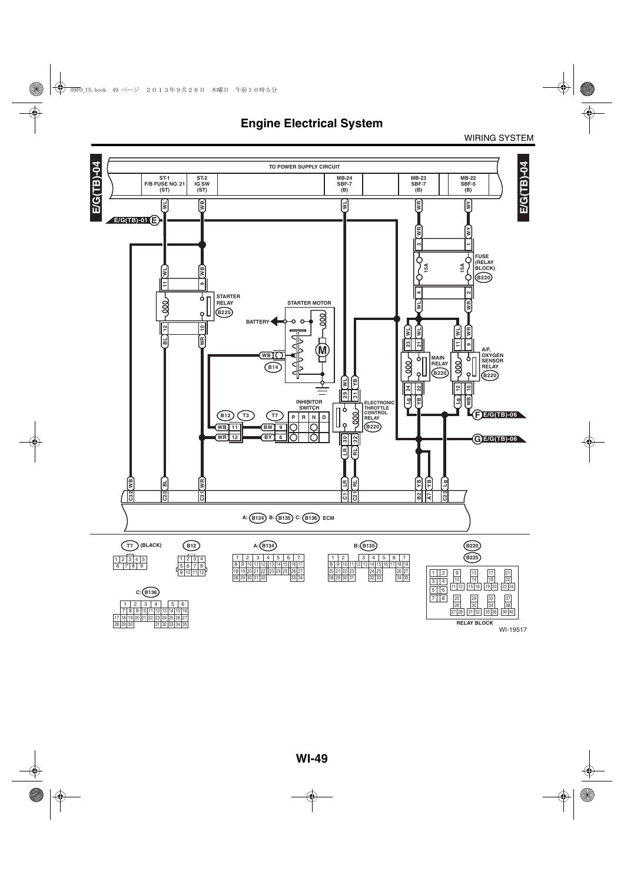# Engine Electrical System

WIRING SYSTEM

E/G(TB)-04

TO POWER SUPPLY CIRCUIT

| ST-1 F/B FUSE NO. 21 (ST) | ST-2 IG SW (ST) | MB-24 SBF-7 (B) | MB-23 SBF-7 (B) | MB-22 SBF-5 (B) |
|---|---|---|---|---|

E/G(TB)-01 E

FUSE (RELAY BLOCK) B220

15A 15A

STARTER RELAY B225

STARTER MOTOR

BATTERY

B14

INHIBITOR SWITCH

B12 T3 T7

| | P | R | N | D |
|---|---|---|---|---|

ELECTRONIC THROTTLE CONTROL RELAY B220

MAIN RELAY B220

A/F, OXYGEN SENSOR RELAY B220

F E/G(TB)-06

G E/G(TB)-06

A: B134 B: B135 C: B136 ECM

T7 (BLACK)

| 1 | 2 | 3 | 4 | 5 |
|---|---|---|---|---|
| 6 | 7 | 8 | 9 | |

B12

| 1 | 2 | 3 | 4 |
|---|---|---|---|
| 5 | 6 | 7 | 8 |
| 9 | 10 | 11 | 12 |

A: B134

B: B135

C: B136

B220 B225

RELAY BLOCK

WI-19517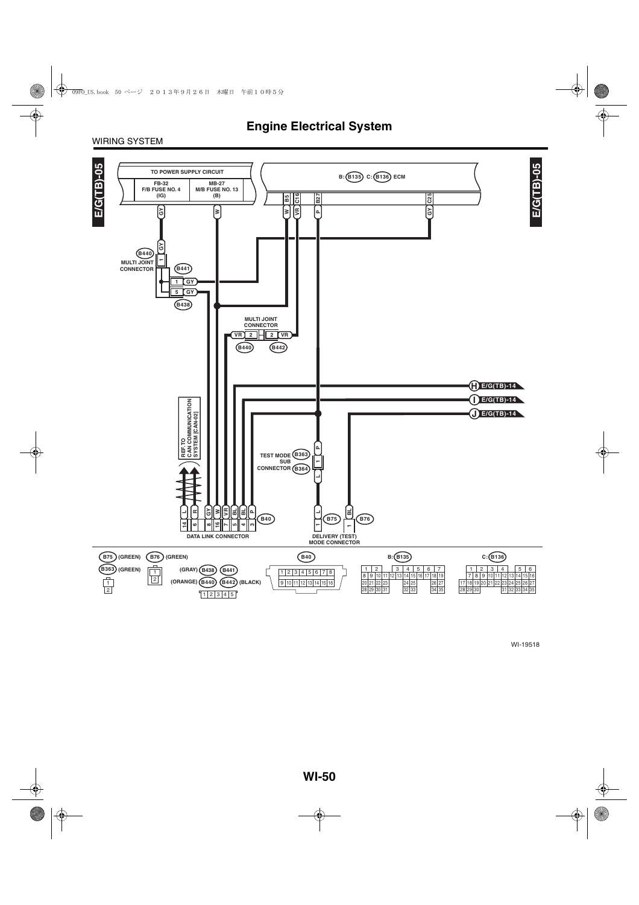# Engine Electrical System

WIRING SYSTEM

E/G(TB)-05

TO POWER SUPPLY CIRCUIT

FB-32
F/B FUSE NO. 4
(IG)

MB-27
M/B FUSE NO. 13
(B)

B: B135 C: B136 ECM

B5 C16 B27 C25

GY W W VR P GY

B440 MULTI JOINT CONNECTOR

B441

1 GY

5 GY

B438

MULTI JOINT CONNECTOR

VR 2 2 VR

B440 B442

H E/G(TB)-14

I E/G(TB)-14

J E/G(TB)-14

REF. TO CAN COMMUNICATION SYSTEM [CAN-02]

TEST MODE SUB CONNECTOR B363 B364

P 1 L

L R GY W VR BL BL P

14 6 8 16 7 5 4 3

B40

DATA LINK CONNECTOR

L 1 B75

BL 1 B76

DELIVERY (TEST) MODE CONNECTOR

B75 (GREEN) B76 (GREEN)

B363 (GREEN)

(GRAY) B438 B441

(ORANGE) B440 B442 (BLACK)

1 2 3 4 5

B40

1 2 3 4 5 6 7 8
9 10 11 12 13 14 15 16

B: B135

1 2 3 4 5 6 7
8 9 10 11 12 13 14 15 16 17 18 19
20 21 22 23 24 25 26 27
28 29 30 31 32 33 34 35

C: B136

1 2 3 4 5 6
7 8 9 10 11 12 13 14 15 16
17 18 19 20 21 22 23 24 25 26 27
28 29 30 31 32 33 34 35

WI-19518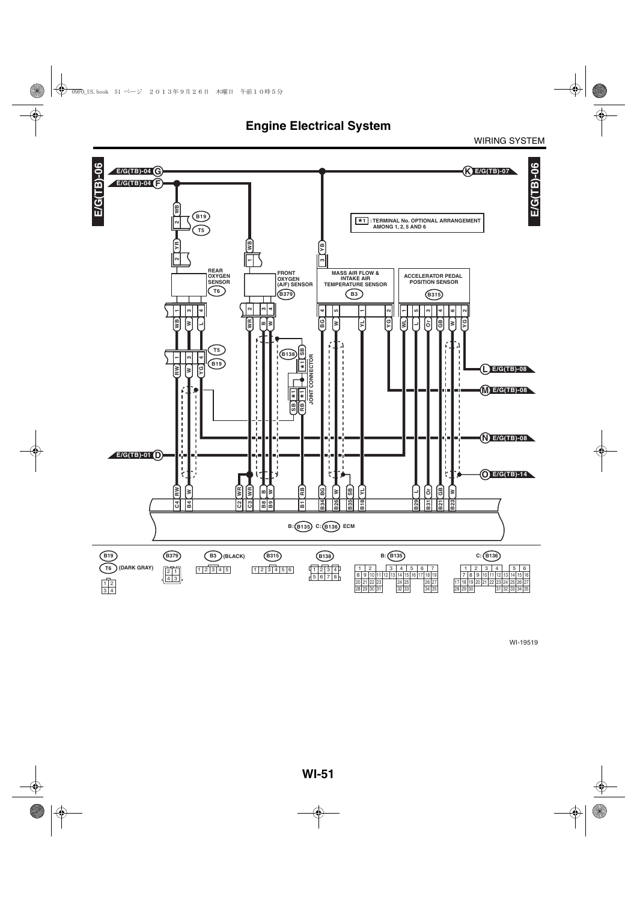# Engine Electrical System

WIRING SYSTEM

E/G(TB)-06

E/G(TB)-04 G

E/G(TB)-04 F

K E/G(TB)-07

★1 : TERMINAL No. OPTIONAL ARRANGEMENT AMONG 1, 2, 5 AND 6

REAR OXYGEN SENSOR (T6)

FRONT OXYGEN (A/F) SENSOR (B379)

MASS AIR FLOW & INTAKE AIR TEMPERATURE SENSOR (B3)

ACCELERATOR PEDAL POSITION SENSOR (B315)

B19

T5

B138

JOINT CONNECTOR

L E/G(TB)-08

M E/G(TB)-08

N E/G(TB)-08

E/G(TB)-01 D

O E/G(TB)-14

B: (B135) C: (B136) ECM

B19

T6 (DARK GRAY)

B379

B3 (BLACK)

B315

B138

B: B135

C: B136

WI-19519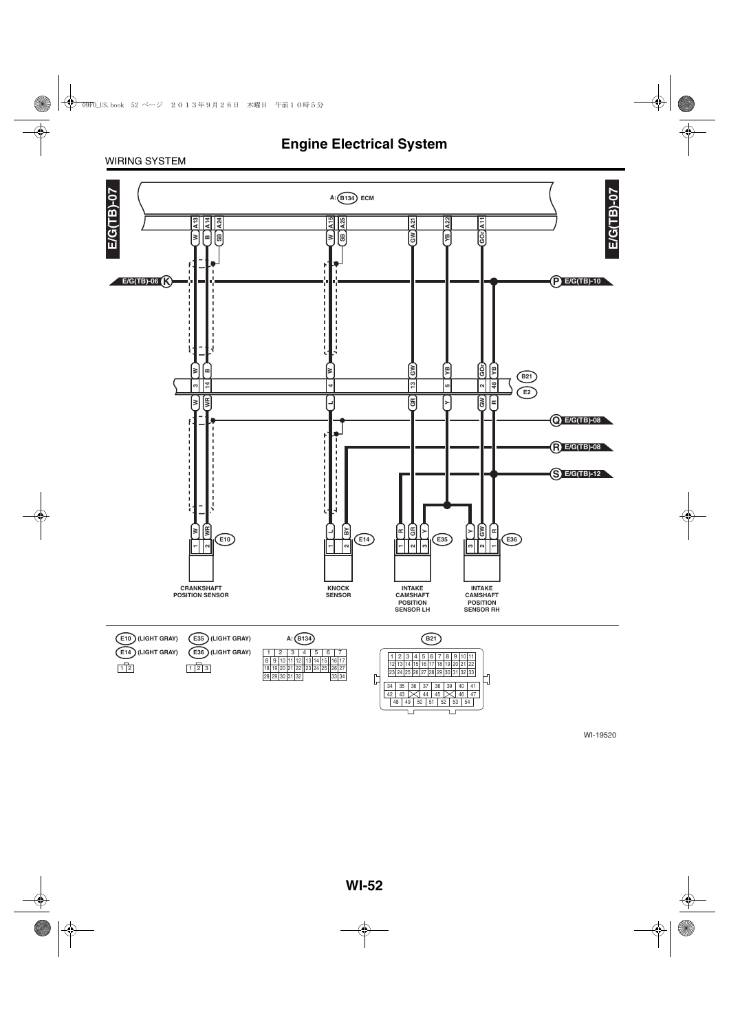# Engine Electrical System

WIRING SYSTEM

E/G(TB)-07

A: B134 ECM

A13 A14 A24 A15 A25 A21 A22 A11

W B SB W SB GW YB GOr

E/G(TB)-06 K

P E/G(TB)-10

W B W GW YB GOr YB

3 14 4 13 5 2 48

B21

E2

W WR L GR Y GW R

Q E/G(TB)-08

R E/G(TB)-08

S E/G(TB)-12

W WR L BY R GR Y Y GW R

1 2 E10 1 2 E14 1 2 3 E35 3 2 1 E36

CRANKSHAFT POSITION SENSOR

KNOCK SENSOR

INTAKE CAMSHAFT POSITION SENSOR LH

INTAKE CAMSHAFT POSITION SENSOR RH

E10 (LIGHT GRAY)

E14 (LIGHT GRAY)

E35 (LIGHT GRAY)

E36 (LIGHT GRAY)

1 2

1 2 3

A: B134

| 1 | 2 | 3 | 4 | 5 | 6 | 7 |
|---|---|---|---|---|---|---|
| 8 9 | 10 11 | 12 | 13 14 15 | | 16 | 17 |
| 18 19 | 20 21 | 22 | 23 24 25 | | 26 | 27 |
| 28 29 | 30 31 | 32 | | | 33 | 34 |

B21

| 1 | 2 | 3 | 4 | 5 | 6 | 7 | 8 | 9 | 10 | 11 |
|---|---|---|---|---|---|---|---|---|---|---|
| 12 | 13 | 14 | 15 | 16 | 17 | 18 | 19 | 20 | 21 | 22 |
| 23 | 24 | 25 | 26 | 27 | 28 | 29 | 30 | 31 | 32 | 33 |

| 34 | 35 | 36 | 37 | 38 | 39 | 40 | 41 |
|---|---|---|---|---|---|---|---|
| 42 | 43 | X | 44 | 45 | X | 46 | 47 |
| 48 | 49 | 50 | 51 | 52 | 53 | 54 | |

WI-19520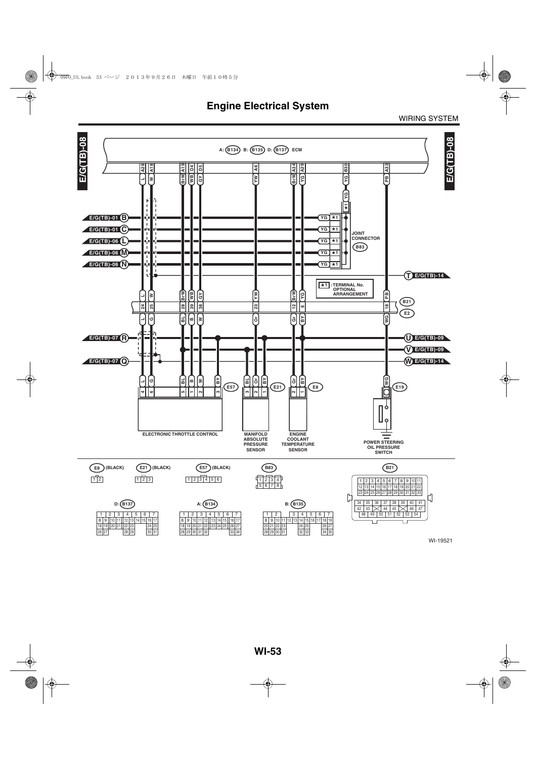# Engine Electrical System

WIRING SYSTEM

E/G(TB)-08

A: B134 B: B135 D: B137 ECM

A28 A18 A19 D4 D5 A6 A34 A29 B30 A33

L W BrW WB GY YW BrW YG YG PB

E/G(TB)-01 B
E/G(TB)-01 C
E/G(TB)-06 L
E/G(TB)-06 M
E/G(TB)-06 N

YG ★1
YG ★1
YG ★1
YG ★1
YG ★1

JOINT CONNECTOR B83

T E/G(TB)-14

★1 : TERMINAL No. OPTIONAL ARRANGEMENT

B21
E2

24 25 28 39 38 23 12 6 18

L G BL B W Or Gr BY WG

E/G(TB)-07 R
E/G(TB)-07 Q

U E/G(TB)-09
V E/G(TB)-09
W E/G(TB)-14

E57 E21 E8 E19

ELECTRONIC THROTTLE CONTROL

MANIFOLD ABSOLUTE PRESSURE SENSOR

ENGINE COOLANT TEMPERATURE SENSOR

POWER STEERING OIL PRESSURE SWITCH

E8 (BLACK) E21 (BLACK) E57 (BLACK) B83 B21

D: B137 A: B134 B: B135

WI-19521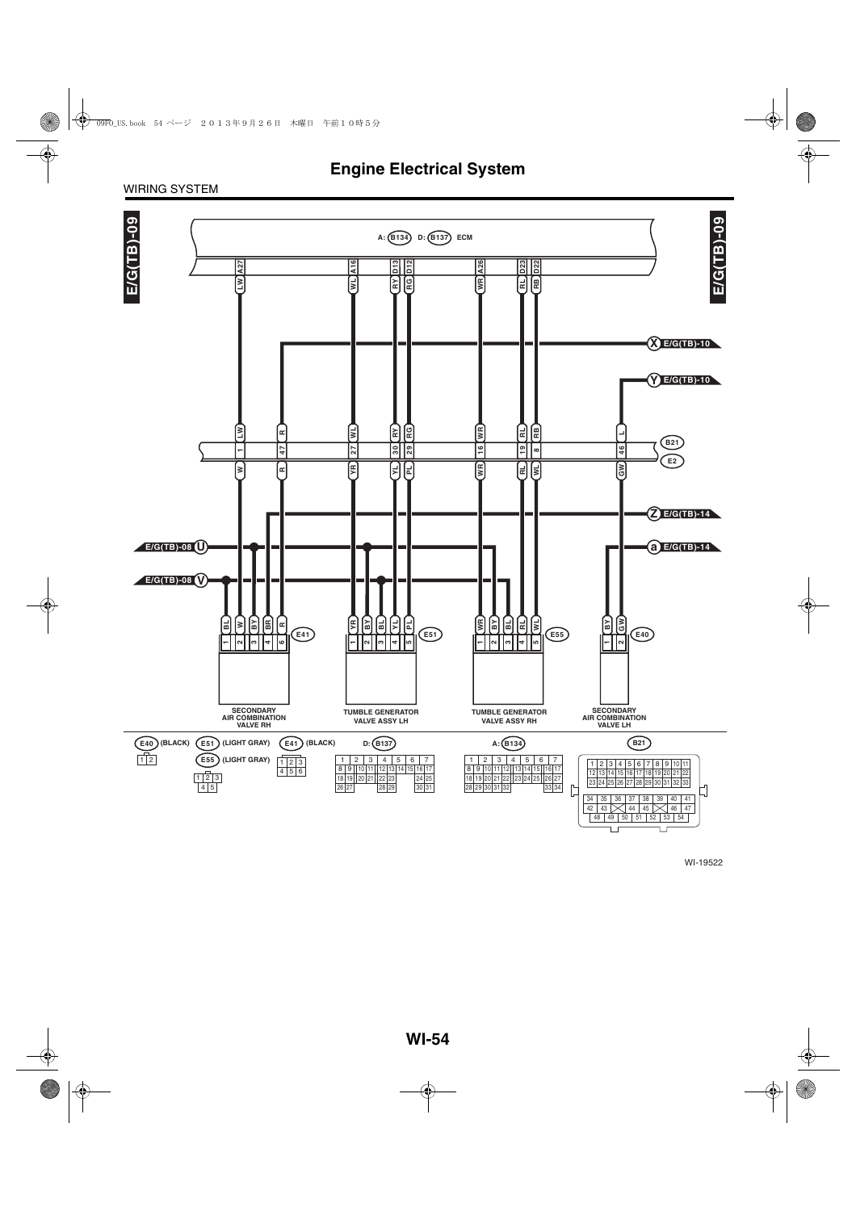# Engine Electrical System

WIRING SYSTEM

E/G(TB)-09

A: B134 D: B137 ECM

| ECM Terminal | Wire (ECM side) | B21/E2 Terminal | Wire (E2 side) | Destination |
|---|---|---|---|---|
| A27 | LW | 1 | W | E41 - 2 |
| — | R (from X E/G(TB)-10) | 47 | R | E41 - 6 |
| A16 | WL | 27 | YR | E51 - 1 |
| D13 | RY | 30 | YL | E51 - 4 |
| D12 | RG | 29 | PL | E51 - 5 |
| A26 | WR | 16 | WR | E55 - 1 |
| D23 | RL | 19 | RL | E55 - 4 |
| D22 | RB | 8 | WL | E55 - 5 |
| — | L (from Y E/G(TB)-10) | 46 | GW | E40 - 2 |

X E/G(TB)-10

Y E/G(TB)-10

Z E/G(TB)-14

a E/G(TB)-14

E/G(TB)-08 U

E/G(TB)-08 V

E41: 1 BL, 2 W, 3 BY, 4 BR, 5 R — SECONDARY AIR COMBINATION VALVE RH

E51: 1 YR, 2 BY, 3 BL, 4 YL, 5 PL — TUMBLE GENERATOR VALVE ASSY LH

E55: 1 WR, 2 BY, 3 BL, 4 RL, 5 WL — TUMBLE GENERATOR VALVE ASSY RH

E40: 1 BY, 2 GW — SECONDARY AIR COMBINATION VALVE LH

E40 (BLACK)

| 1 | 2 |
|---|---|

E51 (LIGHT GRAY)
E55 (LIGHT GRAY)

| 1 | 2 | 3 |
|---|---|---|
| | 4 | 5 |

E41 (BLACK)

| 1 | 2 | 3 |
|---|---|---|
| 4 | 5 | 6 |

D: B137

| 1 | 2 | 3 | 4 | 5 | 6 | 7 | | | |
|---|---|---|---|---|---|---|---|---|---|
| 8 | 9 | 10 | 11 | 12 | 13 | 14 | 15 | 16 | 17 |
| 18 | 19 | 20 | 21 | 22 | 23 | | | 24 | 25 |
| 26 | 27 | | | 28 | 29 | | | 30 | 31 |

A: B134

| 1 | 2 | 3 | 4 | 5 | 6 | 7 | | | |
|---|---|---|---|---|---|---|---|---|---|
| 8 | 9 | 10 | 11 | 12 | 13 | 14 | 15 | 16 | 17 |
| 18 | 19 | 20 | 21 | 22 | 23 | 24 | 25 | 26 | 27 |
| 28 | 29 | 30 | 31 | 32 | | | | 33 | 34 |

B21

| 1 | 2 | 3 | 4 | 5 | 6 | 7 | 8 | 9 | 10 | 11 |
|---|---|---|---|---|---|---|---|---|---|---|
| 12 | 13 | 14 | 15 | 16 | 17 | 18 | 19 | 20 | 21 | 22 |
| 23 | 24 | 25 | 26 | 27 | 28 | 29 | 30 | 31 | 32 | 33 |

| 34 | 35 | 36 | 37 | 38 | 39 | 40 | 41 |
|---|---|---|---|---|---|---|---|
| 42 | 43 | | 44 | 45 | | 46 | 47 |
| 48 | 49 | 50 | 51 | 52 | 53 | 54 | |

WI-19522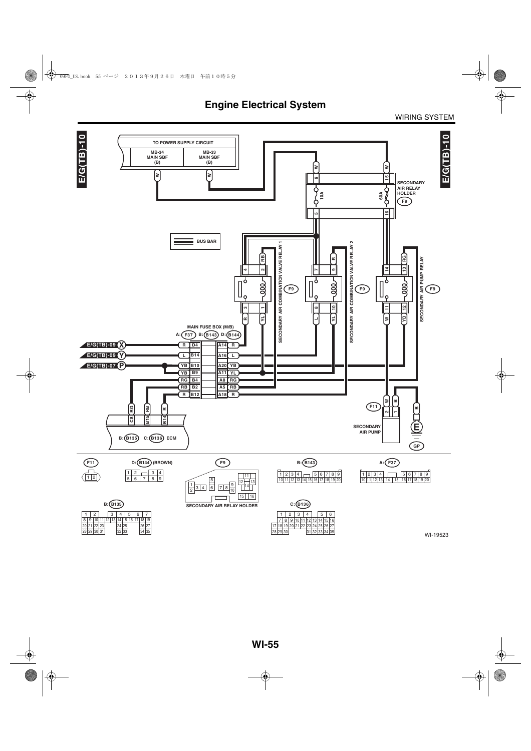# Engine Electrical System

WIRING SYSTEM

E/G(TB)-10

TO POWER SUPPLY CIRCUIT

MB-34 MAIN SBF (B)

MB-33 MAIN SBF (B)

W

W

W

W

6

15

10A

60A

SECONDARY AIR RELAY HOLDER

F9

5

16

BUS BAR

SECONDARY AIR COMBINATION VALVE RELAY 1

SECONDARY AIR COMBINATION VALVE RELAY 2

SECONDARY AIR PUMP RELAY

F9

MAIN FUSE BOX (M/B)

A: F37 B: B143 D: B144

E/G(TB)-09 X

E/G(TB)-09 Y

E/G(TB)-07 P

| | | | |
|---|---|---|---|
| R | D4 | A14 | R |
| L | B14 | A16 | L |
| YB | B10 | A20 | YB |
| YB | B9 | A11 | YL |
| RG | B4 | A8 | RG |
| RB | B2 | A5 | RB |
| R | B12 | A18 | R |

C8 RG, B15 RB, B14 R

B: B135 C: B136 ECM

F11

SECONDARY AIR PUMP

E

GP

F11

D: B144 (BROWN)

F9

SECONDARY AIR RELAY HOLDER

B: B143

A: F37

B: B135

C: B136

WI-19523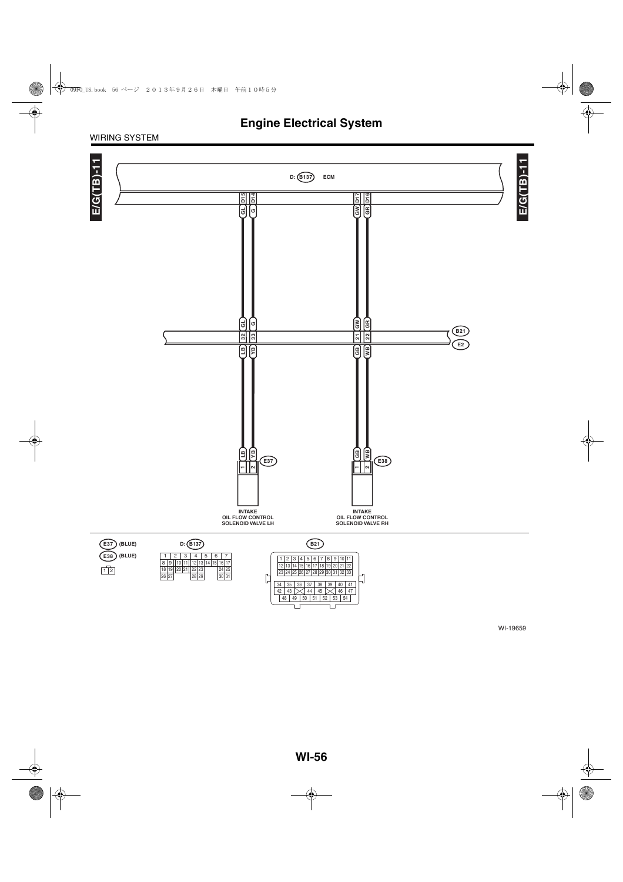# Engine Electrical System

WIRING SYSTEM

E/G(TB)-11

D: B137 ECM

| ECM Terminal | Wire Color | B21/E2 Terminal | Wire Color | Component | Terminal |
|---|---|---|---|---|---|
| D15 | GL | 32 | LB | E37 | 1 |
| D14 | G | 33 | YB | E37 | 2 |
| D17 | GW | 21 | GB | E38 | 1 |
| D16 | GR | 22 | WB | E38 | 2 |

E37: INTAKE OIL FLOW CONTROL SOLENOID VALVE LH

E38: INTAKE OIL FLOW CONTROL SOLENOID VALVE RH

E37 (BLUE)

E38 (BLUE)

D: B137

B21

WI-19659

# WI-56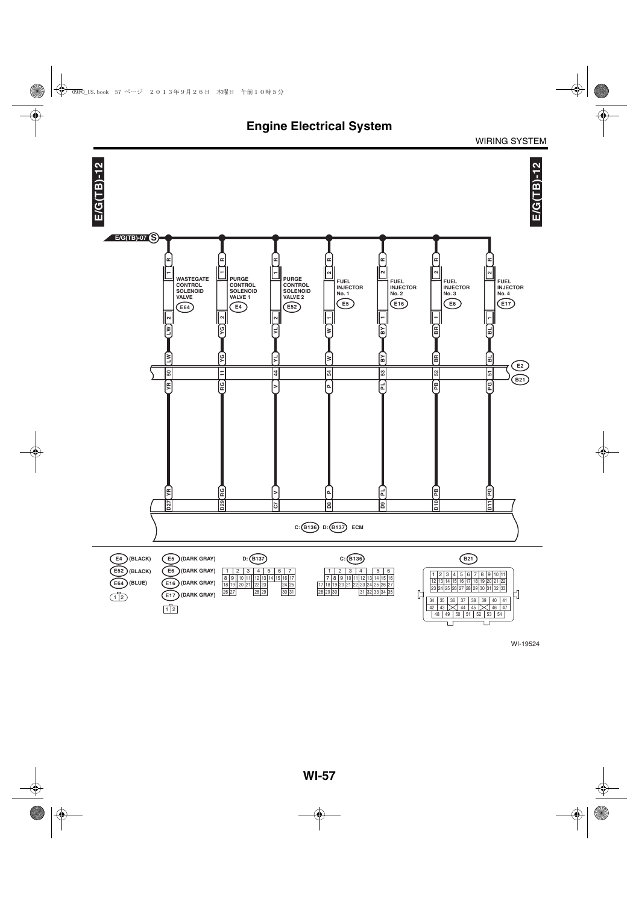# Engine Electrical System

WIRING SYSTEM

E/G(TB)-12

E/G(TB)-07 S

| Component | Connector | Power pin (wire) | Signal pin (wire) | E2/B21 pin | Wire (ECM side) | ECM terminal |
|---|---|---|---|---|---|---|
| WASTEGATE CONTROL SOLENOID VALVE | E64 | 1 (R) | 2 (LW) | 50 | YR | D27 |
| PURGE CONTROL SOLENOID VALVE 1 | E4 | 1 (R) | 2 (YG) | 11 | RG | D29 |
| PURGE CONTROL SOLENOID VALVE 2 | E52 | 1 (R) | 2 (YL) | 44 | V | C7 |
| FUEL INJECTOR No. 1 | E5 | 2 (R) | 1 (W) | 54 | P | D8 |
| FUEL INJECTOR No. 2 | E16 | 2 (R) | 1 (BY) | 53 | PL | D9 |
| FUEL INJECTOR No. 3 | E6 | 2 (R) | 1 (BR) | 52 | PB | D10 |
| FUEL INJECTOR No. 4 | E17 | 2 (R) | 1 (BL) | 51 | PG | D11 |

E2 / B21

C: B136 D: B137 ECM

E4 (BLACK)
E52 (BLACK)
E64 (BLUE)
1 2

E5 (DARK GRAY)
E6 (DARK GRAY)
E16 (DARK GRAY)
E17 (DARK GRAY)
1 2

D: B137

| 1 | 2 | 3 | 4 | 5 | 6 | 7 |
|---|---|---|---|---|---|---|
| 8 9 | 10 11 | 12 13 | 14 15 | 16 17 | | |
| 18 19 | 20 21 | 22 23 | | 24 25 | | |
| 26 27 | | 28 29 | | 30 31 | | |

C: B136

| 1 | 2 | 3 | 4 | 5 | 6 |
|---|---|---|---|---|---|
| 7 8 | 9 10 | 11 12 | 13 14 | 15 16 | |
| 17 18 19 | 20 21 | 22 23 | 24 25 | 26 27 | |
| 28 29 30 | | 31 32 | 33 34 35 | | |

B21

| 1 | 2 | 3 | 4 | 5 | 6 | 7 | 8 | 9 | 10 | 11 |
|---|---|---|---|---|---|---|---|---|---|---|
| 12 | 13 | 14 | 15 | 16 | 17 | 18 | 19 | 20 | 21 | 22 |
| 23 | 24 | 25 | 26 | 27 | 28 | 29 | 30 | 31 | 32 | 33 |

| 34 | 35 | 36 | 37 | 38 | 39 | 40 | 41 |
|---|---|---|---|---|---|---|---|
| 42 | 43 | | 44 | 45 | | 46 | 47 |
| 48 | 49 | 50 | 51 | 52 | 53 | 54 | |

WI-19524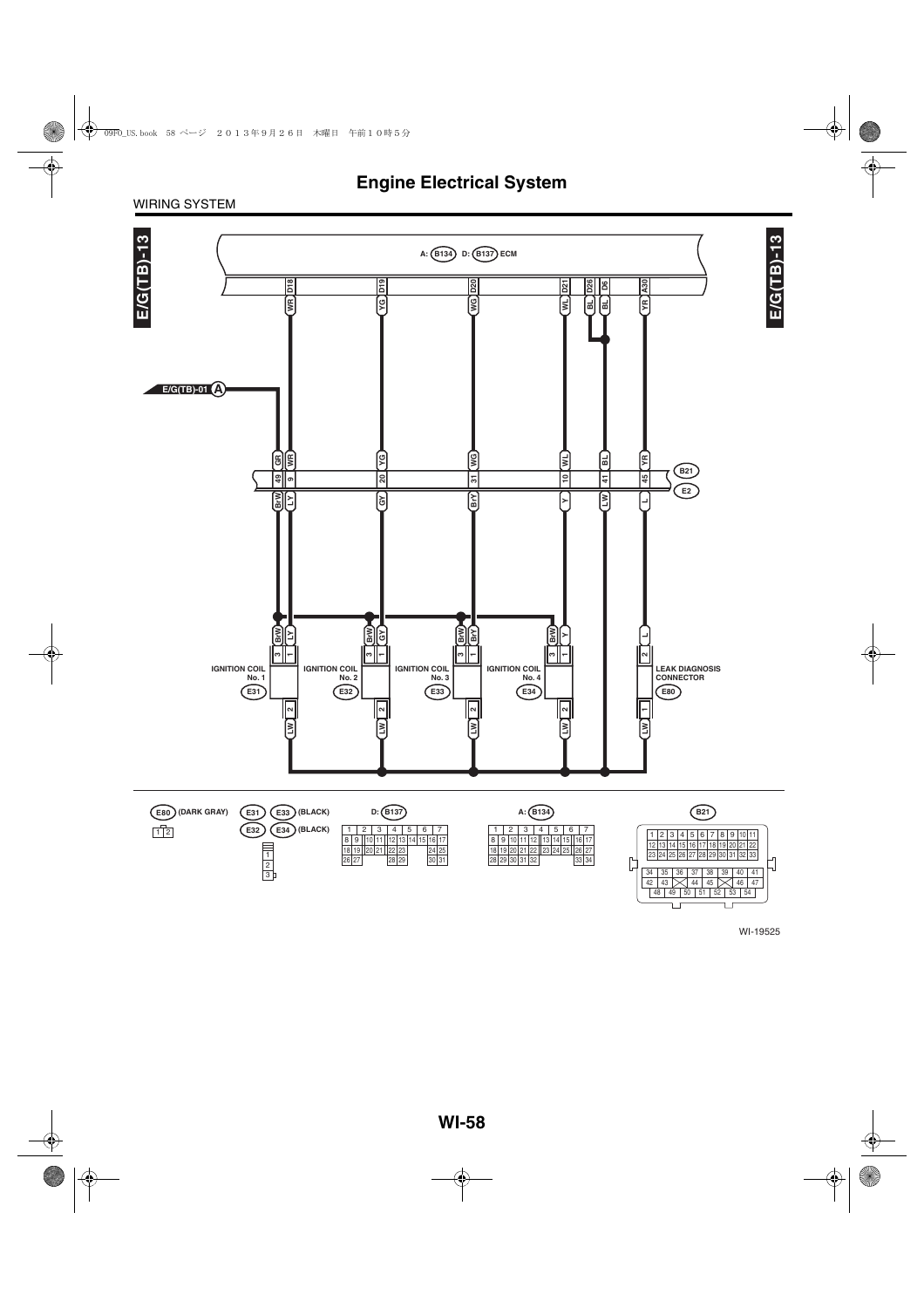# Engine Electrical System

WIRING SYSTEM

E/G(TB)-13

A: B134 D: B137 ECM

| ECM Terminal | D18 | D19 | D20 | D21 | D26 | D6 | A30 |
|---|---|---|---|---|---|---|---|
| Wire color | WR | YG | WG | WL | BL | BL | YR |

E/G(TB)-01 A

| B21 / E2 Terminal | 49 | 9 | 20 | 31 | 10 | 41 | 45 |
|---|---|---|---|---|---|---|---|
| B21 side wire color | GR | WR | YG | WG | WL | BL | YR |
| E2 side wire color | BrW | LY | GY | BrY | Y | LW | L |

| Component | Terminal / Wire | Terminal / Wire | Terminal / Wire |
|---|---|---|---|
| IGNITION COIL No. 1 (E31) | 3 BrW | 1 LY | 2 LW |
| IGNITION COIL No. 2 (E32) | 3 BrW | 1 GY | 2 LW |
| IGNITION COIL No. 3 (E33) | 3 BrW | 1 BrY | 2 LW |
| IGNITION COIL No. 4 (E34) | 3 BrW | 1 Y | 2 LW |
| LEAK DIAGNOSIS CONNECTOR (E80) | 2 L | 1 LW | |

E80 (DARK GRAY)

| 1 | 2 |
|---|---|

E31 E33 (BLACK)
E32 E34 (BLACK)

| 1 |
|---|
| 2 |
| 3 |

D: B137

| 1 | 2 | 3 | 4 | 5 | 6 | 7 |
|---|---|---|---|---|---|---|
| 8 9 | 10 11 | 12 13 | 14 15 | 16 17 | | |
| 18 19 | 20 21 | 22 23 | | 24 25 | | |
| 26 27 | | 28 29 | | 30 31 | | |

A: B134

| 1 | 2 | 3 | 4 | 5 | 6 | 7 |
|---|---|---|---|---|---|---|
| 8 9 | 10 11 12 | 13 14 15 | 16 17 | | | |
| 18 19 | 20 21 22 | 23 24 25 | 26 27 | | | |
| 28 29 | 30 31 32 | | 33 34 | | | |

B21

| 1 | 2 | 3 | 4 | 5 | 6 | 7 | 8 | 9 | 10 | 11 |
|---|---|---|---|---|---|---|---|---|---|---|
| 12 | 13 | 14 | 15 | 16 | 17 | 18 | 19 | 20 | 21 | 22 |
| 23 | 24 | 25 | 26 | 27 | 28 | 29 | 30 | 31 | 32 | 33 |

| 34 | 35 | 36 | 37 | 38 | 39 | 40 | 41 |
|---|---|---|---|---|---|---|---|
| 42 | 43 | | 44 | 45 | | 46 | 47 |
| 48 | 49 | 50 | 51 | 52 | 53 | 54 | |

WI-19525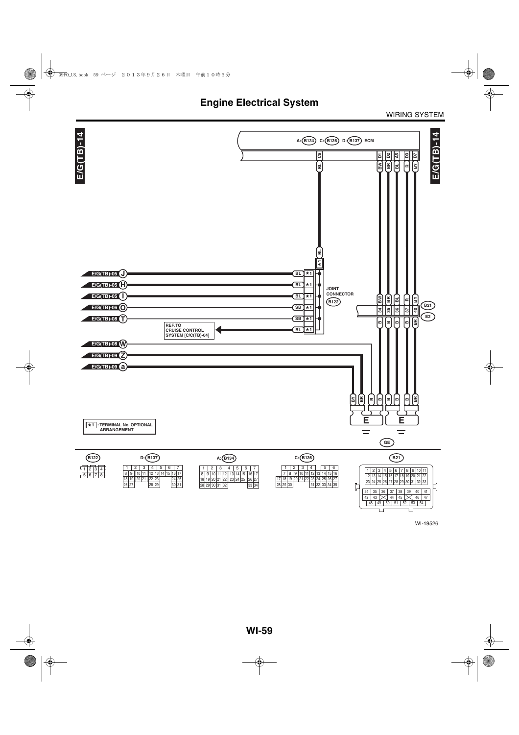# Engine Electrical System

WIRING SYSTEM

E/G(TB)-14

A: B134 C: B136 D: B137 ECM

C6
BL

D1 D2 A5 D3 D7
BW BR BL R BY

E/G(TB)-05 J
E/G(TB)-05 H
E/G(TB)-05 I
E/G(TB)-06 O
E/G(TB)-08 T

BL ★1
BL ★1
BL ★1
SB ★1
SB ★1
BL ★1

JOINT CONNECTOR
B122

REF.TO CRUISE CONTROL SYSTEM [C/C(TB)-04]

BW BR BL R BY
34 35 36 37 40
B B B B BR

B21
E2

E/G(TB)-08 W
E/G(TB)-09 Z
E/G(TB)-09 a

BY BR B B B B B BR

E E

★1 : TERMINAL No. OPTIONAL ARRANGEMENT

GE

B122

| | | | |
|---|---|---|---|
| 1 | 2 | 3 | 4 |
| 5 | 6 | 7 | 8 |

D: B137

| | | | | | | | | | |
|---|---|---|---|---|---|---|---|---|---|
| 1 | 2 | 3 | 4 | 5 | 6 | 7 | | | |
| 8 | 9 | 10 | 11 | 12 | 13 | 14 | 15 | 16 | 17 |
| 18 | 19 | 20 | 21 | 22 | 23 | | | 24 | 25 |
| 26 | 27 | | | 28 | 29 | | | 30 | 31 |

A: B134

| | | | | | | | | | |
|---|---|---|---|---|---|---|---|---|---|
| 1 | 2 | 3 | 4 | 5 | 6 | 7 | | | |
| 8 | 9 | 10 | 11 | 12 | 13 | 14 | 15 | 16 | 17 |
| 18 | 19 | 20 | 21 | 22 | 23 | 24 | 25 | 26 | 27 |
| 28 | 29 | 30 | 31 | 32 | | | | 33 | 34 |

C: B136

| | | | | | | | | | | |
|---|---|---|---|---|---|---|---|---|---|---|
| 1 | 2 | 3 | 4 | 5 | 6 | | | | | |
| 7 | 8 | 9 | 10 | 11 | 12 | 13 | 14 | 15 | 16 | |
| 17 | 18 | 19 | 20 | 21 | 22 | 23 | 24 | 25 | 26 | 27 |
| 28 | 29 | 30 | | 31 | 32 | 33 | 34 | 35 | | |

B21

| | | | | | | | | | | |
|---|---|---|---|---|---|---|---|---|---|---|
| 1 | 2 | 3 | 4 | 5 | 6 | 7 | 8 | 9 | 10 | 11 |
| 12 | 13 | 14 | 15 | 16 | 17 | 18 | 19 | 20 | 21 | 22 |
| 23 | 24 | 25 | 26 | 27 | 28 | 29 | 30 | 31 | 32 | 33 |
| 34 | 35 | 36 | 37 | 38 | 39 | 40 | 41 | | | |
| 42 | 43 | | 44 | 45 | | 46 | 47 | | | |
| 48 | 49 | 50 | 51 | 52 | 53 | 54 | | | | |

WI-19526